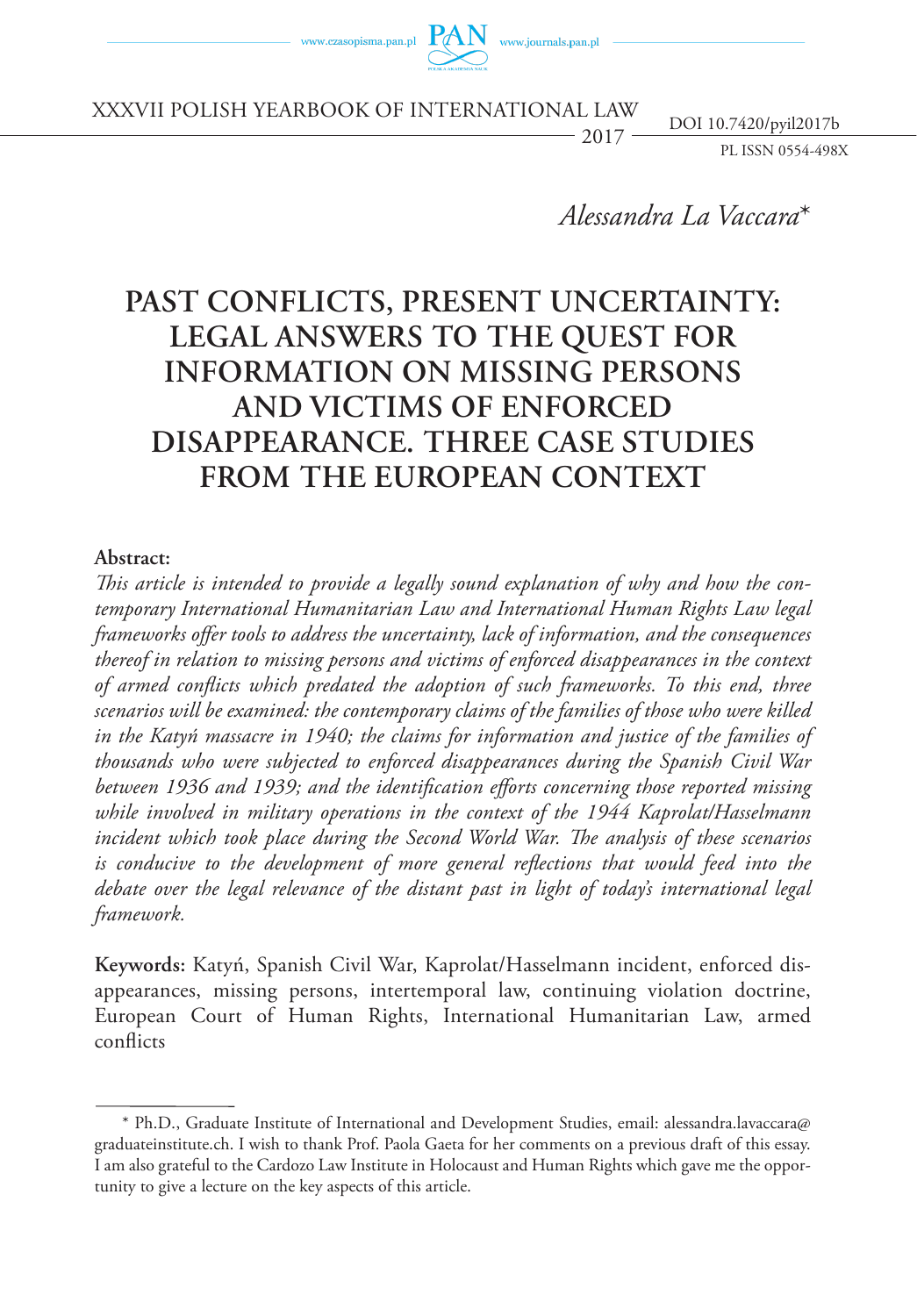*Alessandra La Vaccara**

# PAST CONFLICTS, PRESENT UNCERTAINTY: LEGAL ANSWERS TO THE QUEST FOR INFORMATION ON MISSING PERSONS AND VICTIMS OF ENFORCED DISAPPEARANCE. THREE CASE STUDIES FROM THE EUROPEAN CONTEXT

**Abstract:**

*This article is intended to provide a legally sound explanation of why and how the contemporary International Humanitarian Law and International Human Rights Law legal frameworks offer tools to address the uncertainty, lack of information, and the consequences thereof in relation to missing persons and victims of enforced disappearances in the context of armed conflicts which predated the adoption of such frameworks. To this end, three scenarios will be examined: the contemporary claims of the families of those who were killed in the Katyń massacre in 1940; the claims for information and justice of the families of thousands who were subjected to enforced disappearances during the Spanish Civil War between 1936 and 1939; and the identification efforts concerning those reported missing while involved in military operations in the context of the 1944 Kaprolat/Hasselmann incident which took place during the Second World War. The analysis of these scenarios is conducive to the development of more general reflections that would feed into the debate over the legal relevance of the distant past in light of today's international legal framework.*

**Keywords:** Katyń, Spanish Civil War, Kaprolat/Hasselmann incident, enforced disappearances, missing persons, intertemporal law, continuing violation doctrine, European Court of Human Rights, International Humanitarian Law, armed conflicts

---

\* Ph.D., Graduate Institute of International and Development Studies, email: alessandra.lavaccara@graduateinstitute.ch. I wish to thank Prof. Paola Gaeta for her comments on a previous draft of this essay. I am also grateful to the Cardozo Law Institute in Holocaust and Human Rights which gave me the opportunity to give a lecture on the key aspects of this article.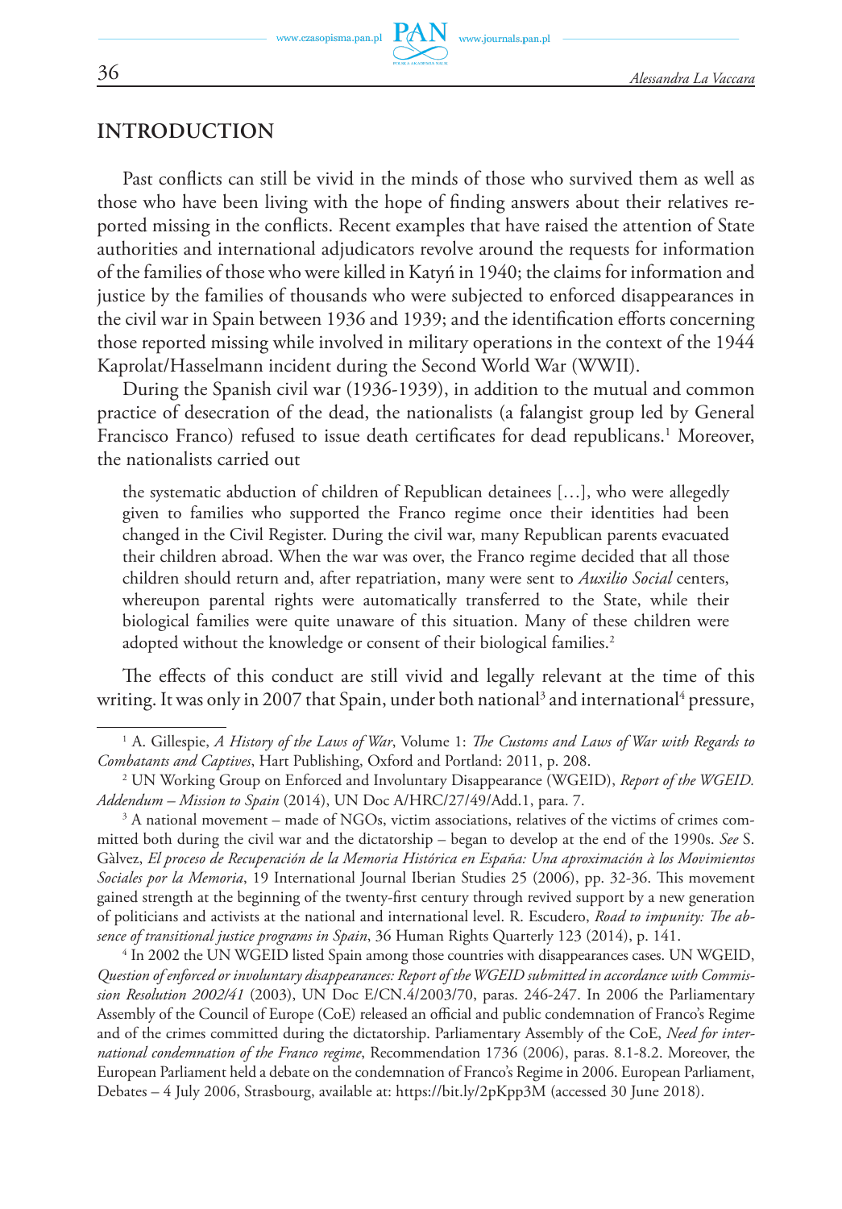## INTRODUCTION

Past conflicts can still be vivid in the minds of those who survived them as well as those who have been living with the hope of finding answers about their relatives reported missing in the conflicts. Recent examples that have raised the attention of State authorities and international adjudicators revolve around the requests for information of the families of those who were killed in Katyń in 1940; the claims for information and justice by the families of thousands who were subjected to enforced disappearances in the civil war in Spain between 1936 and 1939; and the identification efforts concerning those reported missing while involved in military operations in the context of the 1944 Kaprolat/Hasselmann incident during the Second World War (WWII).

During the Spanish civil war (1936-1939), in addition to the mutual and common practice of desecration of the dead, the nationalists (a falangist group led by General Francisco Franco) refused to issue death certificates for dead republicans.[1] Moreover, the nationalists carried out

> the systematic abduction of children of Republican detainees […], who were allegedly given to families who supported the Franco regime once their identities had been changed in the Civil Register. During the civil war, many Republican parents evacuated their children abroad. When the war was over, the Franco regime decided that all those children should return and, after repatriation, many were sent to *Auxilio Social* centers, whereupon parental rights were automatically transferred to the State, while their biological families were quite unaware of this situation. Many of these children were adopted without the knowledge or consent of their biological families.[2]

The effects of this conduct are still vivid and legally relevant at the time of this writing. It was only in 2007 that Spain, under both national[3] and international[4] pressure,

---

[1] A. Gillespie, *A History of the Laws of War*, Volume 1: *The Customs and Laws of War with Regards to Combatants and Captives*, Hart Publishing, Oxford and Portland: 2011, p. 208.

[2] UN Working Group on Enforced and Involuntary Disappearance (WGEID), *Report of the WGEID. Addendum – Mission to Spain* (2014), UN Doc A/HRC/27/49/Add.1, para. 7.

[3] A national movement – made of NGOs, victim associations, relatives of the victims of crimes committed both during the civil war and the dictatorship – began to develop at the end of the 1990s. *See* S. Gàlvez, *El proceso de Recuperación de la Memoria Histórica en España: Una aproximación à los Movimientos Sociales por la Memoria*, 19 International Journal Iberian Studies 25 (2006), pp. 32-36. This movement gained strength at the beginning of the twenty-first century through revived support by a new generation of politicians and activists at the national and international level. R. Escudero, *Road to impunity: The absence of transitional justice programs in Spain*, 36 Human Rights Quarterly 123 (2014), p. 141.

[4] In 2002 the UN WGEID listed Spain among those countries with disappearances cases. UN WGEID, *Question of enforced or involuntary disappearances: Report of the WGEID submitted in accordance with Commission Resolution 2002/41* (2003), UN Doc E/CN.4/2003/70, paras. 246-247. In 2006 the Parliamentary Assembly of the Council of Europe (CoE) released an official and public condemnation of Franco's Regime and of the crimes committed during the dictatorship. Parliamentary Assembly of the CoE, *Need for international condemnation of the Franco regime*, Recommendation 1736 (2006), paras. 8.1-8.2. Moreover, the European Parliament held a debate on the condemnation of Franco's Regime in 2006. European Parliament, Debates – 4 July 2006, Strasbourg, available at: https://bit.ly/2pKpp3M (accessed 30 June 2018).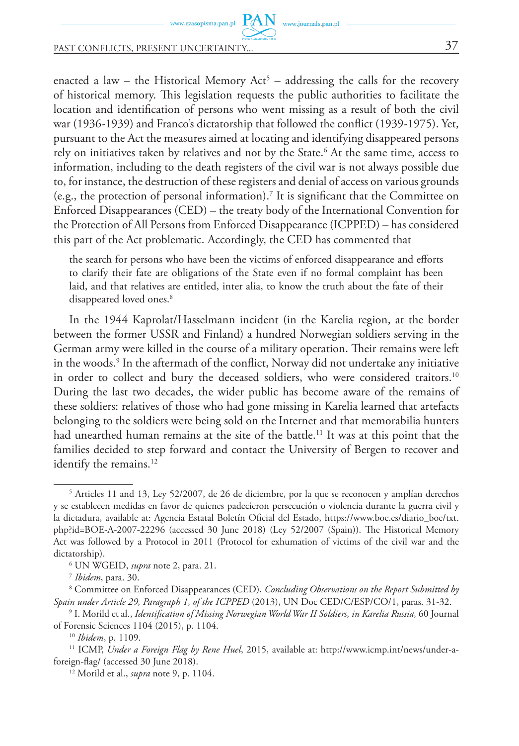enacted a law – the Historical Memory Act[5] – addressing the calls for the recovery of historical memory. This legislation requests the public authorities to facilitate the location and identification of persons who went missing as a result of both the civil war (1936-1939) and Franco's dictatorship that followed the conflict (1939-1975). Yet, pursuant to the Act the measures aimed at locating and identifying disappeared persons rely on initiatives taken by relatives and not by the State.[6] At the same time, access to information, including to the death registers of the civil war is not always possible due to, for instance, the destruction of these registers and denial of access on various grounds (e.g., the protection of personal information).[7] It is significant that the Committee on Enforced Disappearances (CED) – the treaty body of the International Convention for the Protection of All Persons from Enforced Disappearance (ICPPED) – has considered this part of the Act problematic. Accordingly, the CED has commented that

> the search for persons who have been the victims of enforced disappearance and efforts to clarify their fate are obligations of the State even if no formal complaint has been laid, and that relatives are entitled, inter alia, to know the truth about the fate of their disappeared loved ones.[8]

In the 1944 Kaprolat/Hasselmann incident (in the Karelia region, at the border between the former USSR and Finland) a hundred Norwegian soldiers serving in the German army were killed in the course of a military operation. Their remains were left in the woods.[9] In the aftermath of the conflict, Norway did not undertake any initiative in order to collect and bury the deceased soldiers, who were considered traitors.[10] During the last two decades, the wider public has become aware of the remains of these soldiers: relatives of those who had gone missing in Karelia learned that artefacts belonging to the soldiers were being sold on the Internet and that memorabilia hunters had unearthed human remains at the site of the battle.[11] It was at this point that the families decided to step forward and contact the University of Bergen to recover and identify the remains.[12]

---

[5] Articles 11 and 13, Ley 52/2007, de 26 de diciembre, por la que se reconocen y amplían derechos y se establecen medidas en favor de quienes padecieron persecución o violencia durante la guerra civil y la dictadura, available at: Agencia Estatal Boletín Oficial del Estado, https://www.boe.es/diario_boe/txt.php?id=BOE-A-2007-22296 (accessed 30 June 2018) (Ley 52/2007 (Spain)). The Historical Memory Act was followed by a Protocol in 2011 (Protocol for exhumation of victims of the civil war and the dictatorship).

[6] UN WGEID, *supra* note 2, para. 21.

[7] *Ibidem*, para. 30.

[8] Committee on Enforced Disappearances (CED), *Concluding Observations on the Report Submitted by Spain under Article 29, Paragraph 1, of the ICPPED* (2013), UN Doc CED/C/ESP/CO/1, paras. 31-32.

[9] I. Morild et al., *Identification of Missing Norwegian World War II Soldiers, in Karelia Russia,* 60 Journal of Forensic Sciences 1104 (2015), p. 1104.

[10] *Ibidem*, p. 1109.

[11] ICMP, *Under a Foreign Flag by Rene Huel*, 2015, available at: http://www.icmp.int/news/under-a-foreign-flag/ (accessed 30 June 2018).

[12] Morild et al., *supra* note 9, p. 1104.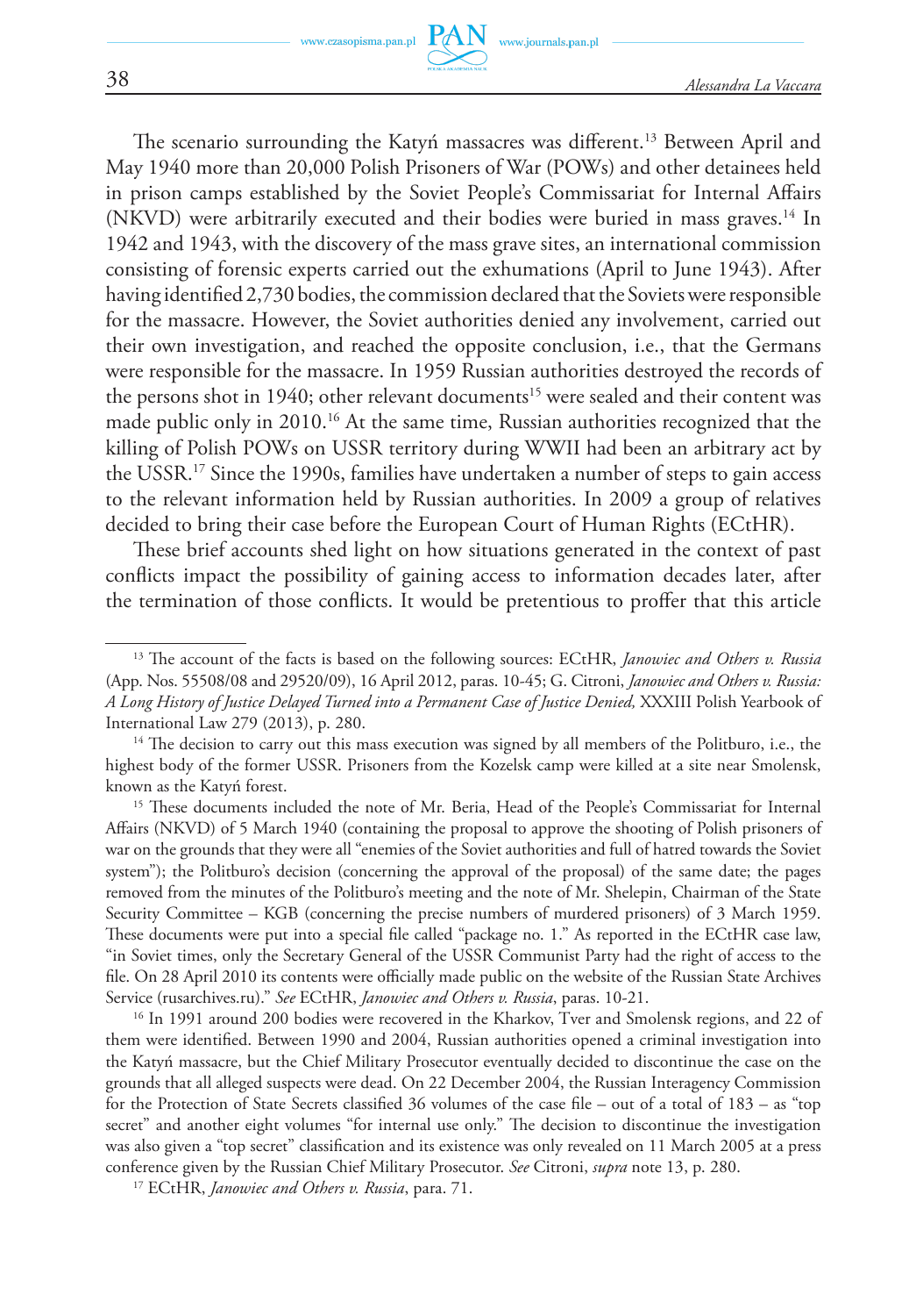The scenario surrounding the Katyń massacres was different.[13] Between April and May 1940 more than 20,000 Polish Prisoners of War (POWs) and other detainees held in prison camps established by the Soviet People's Commissariat for Internal Affairs (NKVD) were arbitrarily executed and their bodies were buried in mass graves.[14] In 1942 and 1943, with the discovery of the mass grave sites, an international commission consisting of forensic experts carried out the exhumations (April to June 1943). After having identified 2,730 bodies, the commission declared that the Soviets were responsible for the massacre. However, the Soviet authorities denied any involvement, carried out their own investigation, and reached the opposite conclusion, i.e., that the Germans were responsible for the massacre. In 1959 Russian authorities destroyed the records of the persons shot in 1940; other relevant documents[15] were sealed and their content was made public only in 2010.[16] At the same time, Russian authorities recognized that the killing of Polish POWs on USSR territory during WWII had been an arbitrary act by the USSR.[17] Since the 1990s, families have undertaken a number of steps to gain access to the relevant information held by Russian authorities. In 2009 a group of relatives decided to bring their case before the European Court of Human Rights (ECtHR).

These brief accounts shed light on how situations generated in the context of past conflicts impact the possibility of gaining access to information decades later, after the termination of those conflicts. It would be pretentious to proffer that this article

---

[13] The account of the facts is based on the following sources: ECtHR, *Janowiec and Others v. Russia* (App. Nos. 55508/08 and 29520/09), 16 April 2012, paras. 10-45; G. Citroni, *Janowiec and Others v. Russia: A Long History of Justice Delayed Turned into a Permanent Case of Justice Denied,* XXXIII Polish Yearbook of International Law 279 (2013), p. 280.

[14] The decision to carry out this mass execution was signed by all members of the Politburo, i.e., the highest body of the former USSR. Prisoners from the Kozelsk camp were killed at a site near Smolensk, known as the Katyń forest.

[15] These documents included the note of Mr. Beria, Head of the People's Commissariat for Internal Affairs (NKVD) of 5 March 1940 (containing the proposal to approve the shooting of Polish prisoners of war on the grounds that they were all "enemies of the Soviet authorities and full of hatred towards the Soviet system"); the Politburo's decision (concerning the approval of the proposal) of the same date; the pages removed from the minutes of the Politburo's meeting and the note of Mr. Shelepin, Chairman of the State Security Committee – KGB (concerning the precise numbers of murdered prisoners) of 3 March 1959. These documents were put into a special file called "package no. 1." As reported in the ECtHR case law, "in Soviet times, only the Secretary General of the USSR Communist Party had the right of access to the file. On 28 April 2010 its contents were officially made public on the website of the Russian State Archives Service (rusarchives.ru)." *See* ECtHR, *Janowiec and Others v. Russia*, paras. 10-21.

[16] In 1991 around 200 bodies were recovered in the Kharkov, Tver and Smolensk regions, and 22 of them were identified. Between 1990 and 2004, Russian authorities opened a criminal investigation into the Katyń massacre, but the Chief Military Prosecutor eventually decided to discontinue the case on the grounds that all alleged suspects were dead. On 22 December 2004, the Russian Interagency Commission for the Protection of State Secrets classified 36 volumes of the case file – out of a total of 183 – as "top secret" and another eight volumes "for internal use only." The decision to discontinue the investigation was also given a "top secret" classification and its existence was only revealed on 11 March 2005 at a press conference given by the Russian Chief Military Prosecutor. *See* Citroni, *supra* note 13, p. 280.

[17] ECtHR, *Janowiec and Others v. Russia*, para. 71.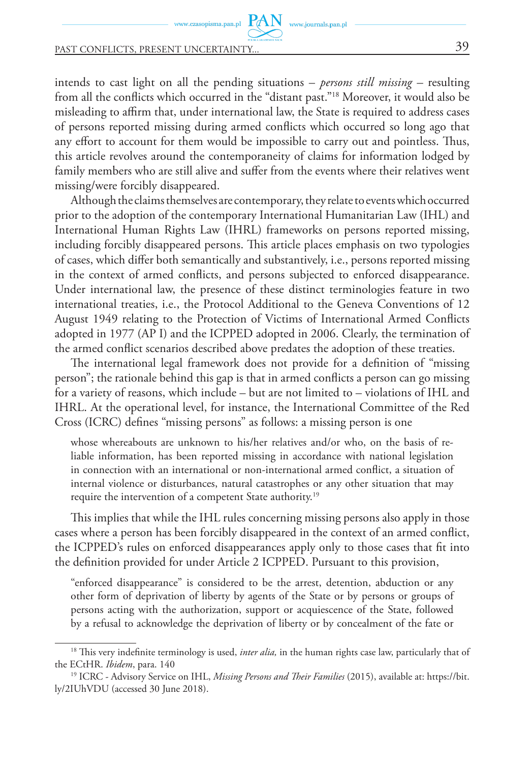intends to cast light on all the pending situations – *persons still missing* – resulting from all the conflicts which occurred in the "distant past."[18] Moreover, it would also be misleading to affirm that, under international law, the State is required to address cases of persons reported missing during armed conflicts which occurred so long ago that any effort to account for them would be impossible to carry out and pointless. Thus, this article revolves around the contemporaneity of claims for information lodged by family members who are still alive and suffer from the events where their relatives went missing/were forcibly disappeared.

Although the claims themselves are contemporary, they relate to events which occurred prior to the adoption of the contemporary International Humanitarian Law (IHL) and International Human Rights Law (IHRL) frameworks on persons reported missing, including forcibly disappeared persons. This article places emphasis on two typologies of cases, which differ both semantically and substantively, i.e., persons reported missing in the context of armed conflicts, and persons subjected to enforced disappearance. Under international law, the presence of these distinct terminologies feature in two international treaties, i.e., the Protocol Additional to the Geneva Conventions of 12 August 1949 relating to the Protection of Victims of International Armed Conflicts adopted in 1977 (AP I) and the ICPPED adopted in 2006. Clearly, the termination of the armed conflict scenarios described above predates the adoption of these treaties.

The international legal framework does not provide for a definition of "missing person"; the rationale behind this gap is that in armed conflicts a person can go missing for a variety of reasons, which include – but are not limited to – violations of IHL and IHRL. At the operational level, for instance, the International Committee of the Red Cross (ICRC) defines "missing persons" as follows: a missing person is one

> whose whereabouts are unknown to his/her relatives and/or who, on the basis of reliable information, has been reported missing in accordance with national legislation in connection with an international or non-international armed conflict, a situation of internal violence or disturbances, natural catastrophes or any other situation that may require the intervention of a competent State authority.[19]

This implies that while the IHL rules concerning missing persons also apply in those cases where a person has been forcibly disappeared in the context of an armed conflict, the ICPPED's rules on enforced disappearances apply only to those cases that fit into the definition provided for under Article 2 ICPPED. Pursuant to this provision,

> "enforced disappearance" is considered to be the arrest, detention, abduction or any other form of deprivation of liberty by agents of the State or by persons or groups of persons acting with the authorization, support or acquiescence of the State, followed by a refusal to acknowledge the deprivation of liberty or by concealment of the fate or

---

[18] This very indefinite terminology is used, *inter alia,* in the human rights case law, particularly that of the ECtHR. *Ibidem*, para. 140

[19] ICRC - Advisory Service on IHL, *Missing Persons and Their Families* (2015), available at: https://bit.ly/2IUhVDU (accessed 30 June 2018).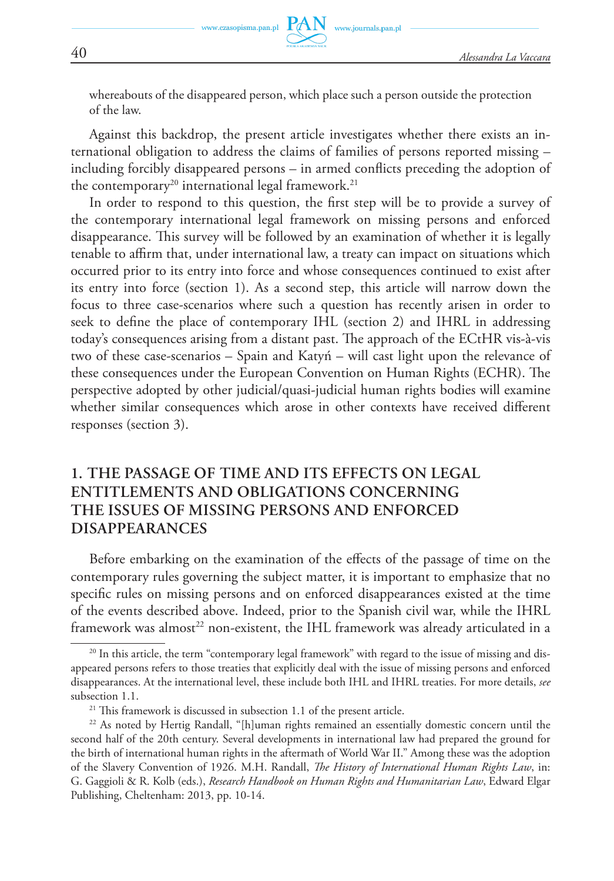whereabouts of the disappeared person, which place such a person outside the protection of the law.

Against this backdrop, the present article investigates whether there exists an international obligation to address the claims of families of persons reported missing – including forcibly disappeared persons – in armed conflicts preceding the adoption of the contemporary[20] international legal framework.[21]

In order to respond to this question, the first step will be to provide a survey of the contemporary international legal framework on missing persons and enforced disappearance. This survey will be followed by an examination of whether it is legally tenable to affirm that, under international law, a treaty can impact on situations which occurred prior to its entry into force and whose consequences continued to exist after its entry into force (section 1). As a second step, this article will narrow down the focus to three case-scenarios where such a question has recently arisen in order to seek to define the place of contemporary IHL (section 2) and IHRL in addressing today's consequences arising from a distant past. The approach of the ECtHR vis-à-vis two of these case-scenarios – Spain and Katyń – will cast light upon the relevance of these consequences under the European Convention on Human Rights (ECHR). The perspective adopted by other judicial/quasi-judicial human rights bodies will examine whether similar consequences which arose in other contexts have received different responses (section 3).

## 1. THE PASSAGE OF TIME AND ITS EFFECTS ON LEGAL ENTITLEMENTS AND OBLIGATIONS CONCERNING THE ISSUES OF MISSING PERSONS AND ENFORCED DISAPPEARANCES

Before embarking on the examination of the effects of the passage of time on the contemporary rules governing the subject matter, it is important to emphasize that no specific rules on missing persons and on enforced disappearances existed at the time of the events described above. Indeed, prior to the Spanish civil war, while the IHRL framework was almost[22] non-existent, the IHL framework was already articulated in a

[20] In this article, the term "contemporary legal framework" with regard to the issue of missing and disappeared persons refers to those treaties that explicitly deal with the issue of missing persons and enforced disappearances. At the international level, these include both IHL and IHRL treaties. For more details, *see* subsection 1.1.

[21] This framework is discussed in subsection 1.1 of the present article.

[22] As noted by Hertig Randall, "[h]uman rights remained an essentially domestic concern until the second half of the 20th century. Several developments in international law had prepared the ground for the birth of international human rights in the aftermath of World War II." Among these was the adoption of the Slavery Convention of 1926. M.H. Randall, *The History of International Human Rights Law*, in: G. Gaggioli & R. Kolb (eds.), *Research Handbook on Human Rights and Humanitarian Law*, Edward Elgar Publishing, Cheltenham: 2013, pp. 10-14.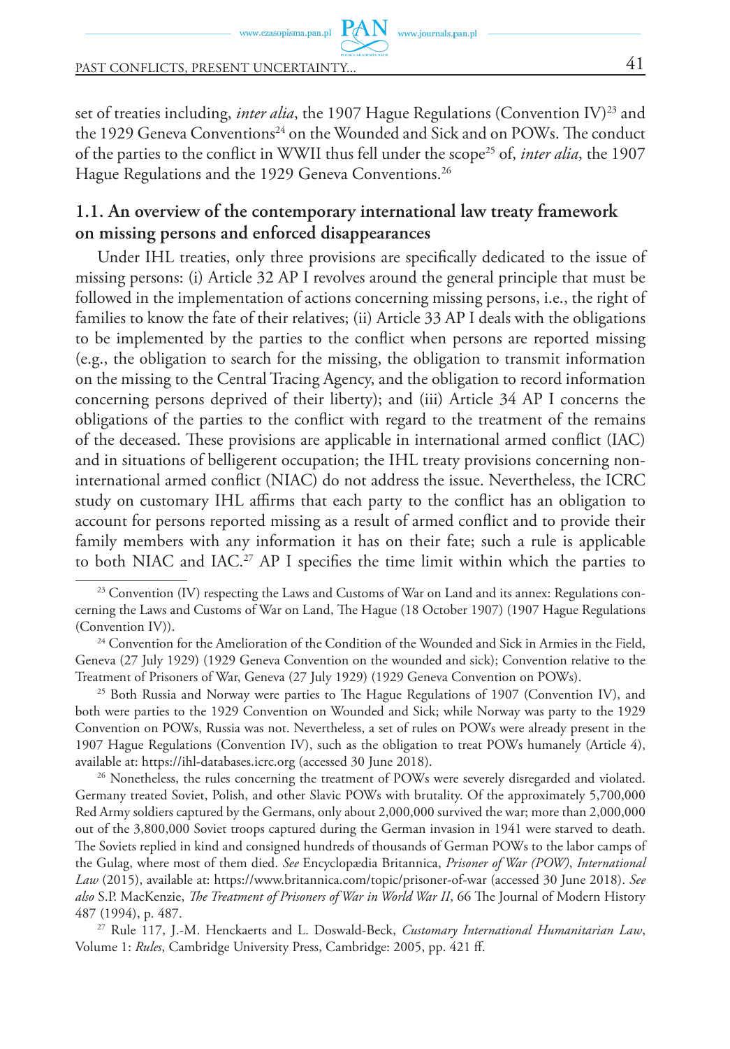set of treaties including, *inter alia*, the 1907 Hague Regulations (Convention IV)[23] and the 1929 Geneva Conventions[24] on the Wounded and Sick and on POWs. The conduct of the parties to the conflict in WWII thus fell under the scope[25] of, *inter alia*, the 1907 Hague Regulations and the 1929 Geneva Conventions.[26]

### 1.1. An overview of the contemporary international law treaty framework on missing persons and enforced disappearances

Under IHL treaties, only three provisions are specifically dedicated to the issue of missing persons: (i) Article 32 AP I revolves around the general principle that must be followed in the implementation of actions concerning missing persons, i.e., the right of families to know the fate of their relatives; (ii) Article 33 AP I deals with the obligations to be implemented by the parties to the conflict when persons are reported missing (e.g., the obligation to search for the missing, the obligation to transmit information on the missing to the Central Tracing Agency, and the obligation to record information concerning persons deprived of their liberty); and (iii) Article 34 AP I concerns the obligations of the parties to the conflict with regard to the treatment of the remains of the deceased. These provisions are applicable in international armed conflict (IAC) and in situations of belligerent occupation; the IHL treaty provisions concerning non-international armed conflict (NIAC) do not address the issue. Nevertheless, the ICRC study on customary IHL affirms that each party to the conflict has an obligation to account for persons reported missing as a result of armed conflict and to provide their family members with any information it has on their fate; such a rule is applicable to both NIAC and IAC.[27] AP I specifies the time limit within which the parties to

---

[23] Convention (IV) respecting the Laws and Customs of War on Land and its annex: Regulations concerning the Laws and Customs of War on Land, The Hague (18 October 1907) (1907 Hague Regulations (Convention IV)).

[24] Convention for the Amelioration of the Condition of the Wounded and Sick in Armies in the Field, Geneva (27 July 1929) (1929 Geneva Convention on the wounded and sick); Convention relative to the Treatment of Prisoners of War, Geneva (27 July 1929) (1929 Geneva Convention on POWs).

[25] Both Russia and Norway were parties to The Hague Regulations of 1907 (Convention IV), and both were parties to the 1929 Convention on Wounded and Sick; while Norway was party to the 1929 Convention on POWs, Russia was not. Nevertheless, a set of rules on POWs were already present in the 1907 Hague Regulations (Convention IV), such as the obligation to treat POWs humanely (Article 4), available at: https://ihl-databases.icrc.org (accessed 30 June 2018).

[26] Nonetheless, the rules concerning the treatment of POWs were severely disregarded and violated. Germany treated Soviet, Polish, and other Slavic POWs with brutality. Of the approximately 5,700,000 Red Army soldiers captured by the Germans, only about 2,000,000 survived the war; more than 2,000,000 out of the 3,800,000 Soviet troops captured during the German invasion in 1941 were starved to death. The Soviets replied in kind and consigned hundreds of thousands of German POWs to the labor camps of the Gulag, where most of them died. *See* Encyclopædia Britannica, *Prisoner of War (POW)*, *International Law* (2015), available at: https://www.britannica.com/topic/prisoner-of-war (accessed 30 June 2018). *See also* S.P. MacKenzie, *The Treatment of Prisoners of War in World War II*, 66 The Journal of Modern History 487 (1994), p. 487.

[27] Rule 117, J.-M. Henckaerts and L. Doswald-Beck, *Customary International Humanitarian Law*, Volume 1: *Rules*, Cambridge University Press, Cambridge: 2005, pp. 421 ff.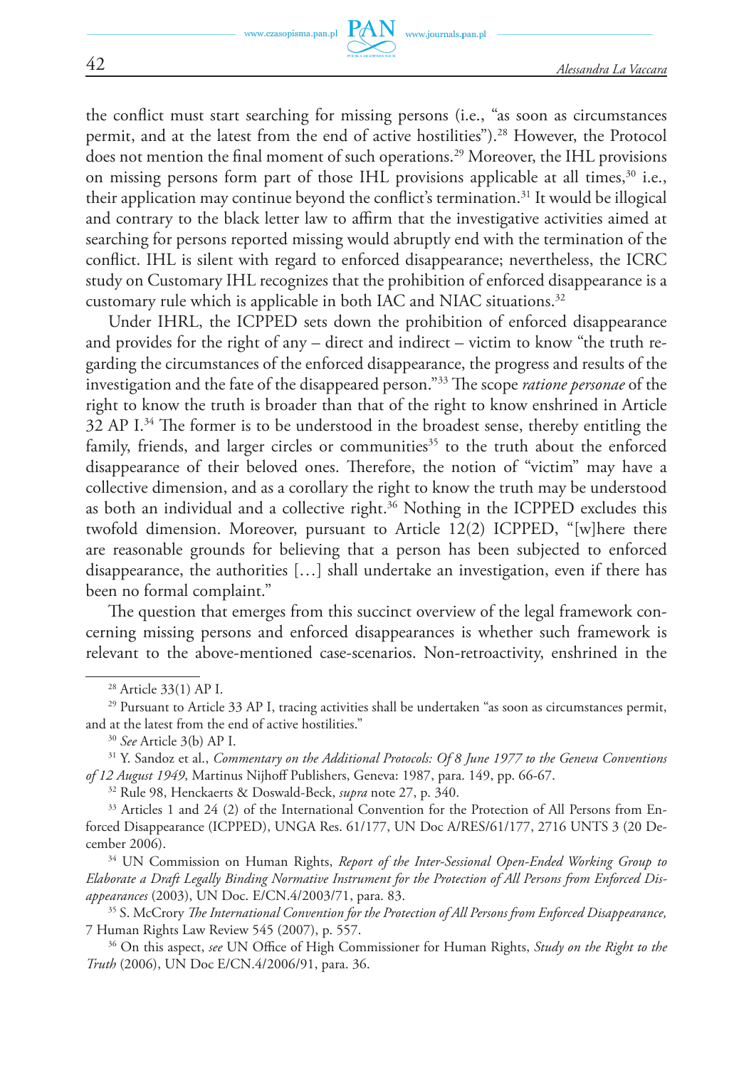the conflict must start searching for missing persons (i.e., "as soon as circumstances permit, and at the latest from the end of active hostilities").[28] However, the Protocol does not mention the final moment of such operations.[29] Moreover, the IHL provisions on missing persons form part of those IHL provisions applicable at all times,[30] i.e., their application may continue beyond the conflict's termination.[31] It would be illogical and contrary to the black letter law to affirm that the investigative activities aimed at searching for persons reported missing would abruptly end with the termination of the conflict. IHL is silent with regard to enforced disappearance; nevertheless, the ICRC study on Customary IHL recognizes that the prohibition of enforced disappearance is a customary rule which is applicable in both IAC and NIAC situations.[32]

Under IHRL, the ICPPED sets down the prohibition of enforced disappearance and provides for the right of any – direct and indirect – victim to know "the truth regarding the circumstances of the enforced disappearance, the progress and results of the investigation and the fate of the disappeared person."[33] The scope *ratione personae* of the right to know the truth is broader than that of the right to know enshrined in Article 32 AP I.[34] The former is to be understood in the broadest sense, thereby entitling the family, friends, and larger circles or communities[35] to the truth about the enforced disappearance of their beloved ones. Therefore, the notion of "victim" may have a collective dimension, and as a corollary the right to know the truth may be understood as both an individual and a collective right.[36] Nothing in the ICPPED excludes this twofold dimension. Moreover, pursuant to Article 12(2) ICPPED, "[w]here there are reasonable grounds for believing that a person has been subjected to enforced disappearance, the authorities […] shall undertake an investigation, even if there has been no formal complaint."

The question that emerges from this succinct overview of the legal framework concerning missing persons and enforced disappearances is whether such framework is relevant to the above-mentioned case-scenarios. Non-retroactivity, enshrined in the

---

[28] Article 33(1) AP I.

[29] Pursuant to Article 33 AP I, tracing activities shall be undertaken "as soon as circumstances permit, and at the latest from the end of active hostilities."

[30] *See* Article 3(b) AP I.

[31] Y. Sandoz et al., *Commentary on the Additional Protocols: Of 8 June 1977 to the Geneva Conventions of 12 August 1949*, Martinus Nijhoff Publishers, Geneva: 1987, para. 149, pp. 66-67.

[32] Rule 98, Henckaerts & Doswald-Beck, *supra* note 27, p. 340.

[33] Articles 1 and 24 (2) of the International Convention for the Protection of All Persons from Enforced Disappearance (ICPPED), UNGA Res. 61/177, UN Doc A/RES/61/177, 2716 UNTS 3 (20 December 2006).

[34] UN Commission on Human Rights, *Report of the Inter-Sessional Open-Ended Working Group to Elaborate a Draft Legally Binding Normative Instrument for the Protection of All Persons from Enforced Disappearances* (2003), UN Doc. E/CN.4/2003/71, para. 83.

[35] S. McCrory *The International Convention for the Protection of All Persons from Enforced Disappearance,* 7 Human Rights Law Review 545 (2007), p. 557.

[36] On this aspect, *see* UN Office of High Commissioner for Human Rights, *Study on the Right to the Truth* (2006), UN Doc E/CN.4/2006/91, para. 36.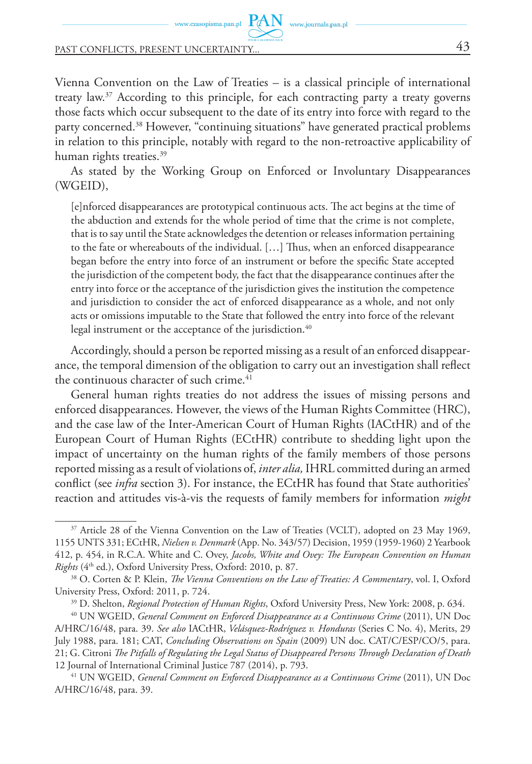Vienna Convention on the Law of Treaties – is a classical principle of international treaty law.[37] According to this principle, for each contracting party a treaty governs those facts which occur subsequent to the date of its entry into force with regard to the party concerned.[38] However, "continuing situations" have generated practical problems in relation to this principle, notably with regard to the non-retroactive applicability of human rights treaties.[39]

As stated by the Working Group on Enforced or Involuntary Disappearances (WGEID),

> [e]nforced disappearances are prototypical continuous acts. The act begins at the time of the abduction and extends for the whole period of time that the crime is not complete, that is to say until the State acknowledges the detention or releases information pertaining to the fate or whereabouts of the individual. […] Thus, when an enforced disappearance began before the entry into force of an instrument or before the specific State accepted the jurisdiction of the competent body, the fact that the disappearance continues after the entry into force or the acceptance of the jurisdiction gives the institution the competence and jurisdiction to consider the act of enforced disappearance as a whole, and not only acts or omissions imputable to the State that followed the entry into force of the relevant legal instrument or the acceptance of the jurisdiction.[40]

Accordingly, should a person be reported missing as a result of an enforced disappearance, the temporal dimension of the obligation to carry out an investigation shall reflect the continuous character of such crime.[41]

General human rights treaties do not address the issues of missing persons and enforced disappearances. However, the views of the Human Rights Committee (HRC), and the case law of the Inter-American Court of Human Rights (IACtHR) and of the European Court of Human Rights (ECtHR) contribute to shedding light upon the impact of uncertainty on the human rights of the family members of those persons reported missing as a result of violations of, *inter alia,* IHRL committed during an armed conflict (see *infra* section 3). For instance, the ECtHR has found that State authorities' reaction and attitudes vis-à-vis the requests of family members for information *might*

---

[37] Article 28 of the Vienna Convention on the Law of Treaties (VCLT), adopted on 23 May 1969, 1155 UNTS 331; ECtHR, *Nielsen v. Denmark* (App. No. 343/57) Decision, 1959 (1959-1960) 2 Yearbook 412, p. 454, in R.C.A. White and C. Ovey, *Jacobs, White and Ovey: The European Convention on Human Rights* (4th ed.), Oxford University Press, Oxford: 2010, p. 87.

[38] O. Corten & P. Klein, *The Vienna Conventions on the Law of Treaties: A Commentary*, vol. I, Oxford University Press, Oxford: 2011, p. 724.

[39] D. Shelton, *Regional Protection of Human Rights*, Oxford University Press, New York: 2008, p. 634.

[40] UN WGEID, *General Comment on Enforced Disappearance as a Continuous Crime* (2011), UN Doc A/HRC/16/48, para. 39. *See also* IACtHR, *Velásquez-Rodríguez v. Honduras* (Series C No. 4), Merits, 29 July 1988, para. 181; CAT, *Concluding Observations on Spain* (2009) UN doc. CAT/C/ESP/CO/5, para. 21; G. Citroni *The Pitfalls of Regulating the Legal Status of Disappeared Persons Through Declaration of Death* 12 Journal of International Criminal Justice 787 (2014), p. 793.

[41] UN WGEID, *General Comment on Enforced Disappearance as a Continuous Crime* (2011), UN Doc A/HRC/16/48, para. 39.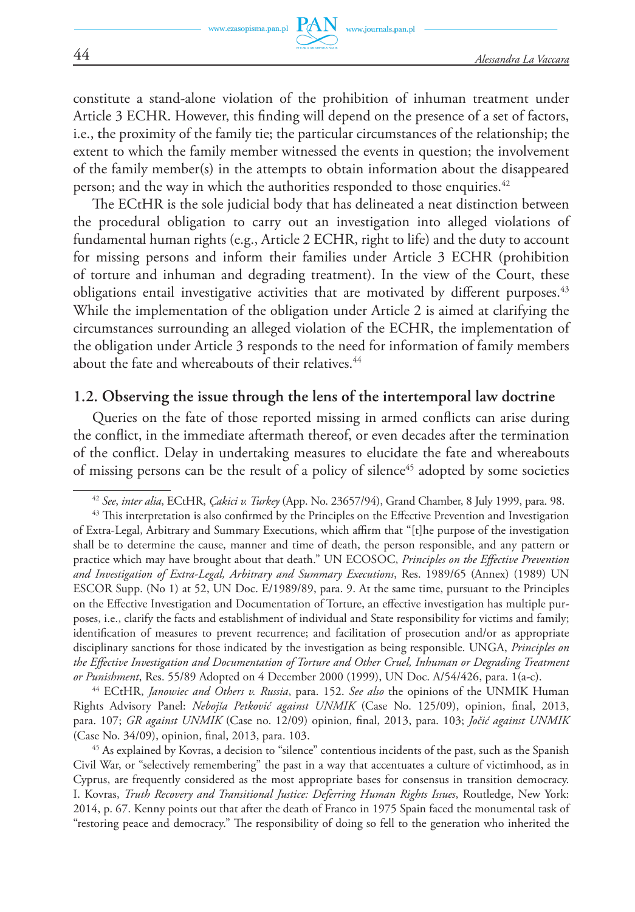constitute a stand-alone violation of the prohibition of inhuman treatment under Article 3 ECHR. However, this finding will depend on the presence of a set of factors, i.e., the proximity of the family tie; the particular circumstances of the relationship; the extent to which the family member witnessed the events in question; the involvement of the family member(s) in the attempts to obtain information about the disappeared person; and the way in which the authorities responded to those enquiries.[42]

The ECtHR is the sole judicial body that has delineated a neat distinction between the procedural obligation to carry out an investigation into alleged violations of fundamental human rights (e.g., Article 2 ECHR, right to life) and the duty to account for missing persons and inform their families under Article 3 ECHR (prohibition of torture and inhuman and degrading treatment). In the view of the Court, these obligations entail investigative activities that are motivated by different purposes.[43] While the implementation of the obligation under Article 2 is aimed at clarifying the circumstances surrounding an alleged violation of the ECHR, the implementation of the obligation under Article 3 responds to the need for information of family members about the fate and whereabouts of their relatives.[44]

### 1.2. Observing the issue through the lens of the intertemporal law doctrine

Queries on the fate of those reported missing in armed conflicts can arise during the conflict, in the immediate aftermath thereof, or even decades after the termination of the conflict. Delay in undertaking measures to elucidate the fate and whereabouts of missing persons can be the result of a policy of silence[45] adopted by some societies

---

[42] *See*, *inter alia*, ECtHR, *Çakici v. Turkey* (App. No. 23657/94), Grand Chamber, 8 July 1999, para. 98.

[43] This interpretation is also confirmed by the Principles on the Effective Prevention and Investigation of Extra-Legal, Arbitrary and Summary Executions, which affirm that "[t]he purpose of the investigation shall be to determine the cause, manner and time of death, the person responsible, and any pattern or practice which may have brought about that death." UN ECOSOC, *Principles on the Effective Prevention and Investigation of Extra-Legal, Arbitrary and Summary Executions*, Res. 1989/65 (Annex) (1989) UN ESCOR Supp. (No 1) at 52, UN Doc. E/1989/89, para. 9. At the same time, pursuant to the Principles on the Effective Investigation and Documentation of Torture, an effective investigation has multiple purposes, i.e., clarify the facts and establishment of individual and State responsibility for victims and family; identification of measures to prevent recurrence; and facilitation of prosecution and/or as appropriate disciplinary sanctions for those indicated by the investigation as being responsible. UNGA, *Principles on the Effective Investigation and Documentation of Torture and Other Cruel, Inhuman or Degrading Treatment or Punishment*, Res. 55/89 Adopted on 4 December 2000 (1999), UN Doc. A/54/426, para. 1(a-c).

[44] ECtHR, *Janowiec and Others v. Russia*, para. 152. *See also* the opinions of the UNMIK Human Rights Advisory Panel: *Nebojša Petković against UNMIK* (Case No. 125/09), opinion, final, 2013, para. 107; *GR against UNMIK* (Case no. 12/09) opinion, final, 2013, para. 103; *Jočić against UNMIK* (Case No. 34/09), opinion, final, 2013, para. 103.

[45] As explained by Kovras, a decision to "silence" contentious incidents of the past, such as the Spanish Civil War, or "selectively remembering" the past in a way that accentuates a culture of victimhood, as in Cyprus, are frequently considered as the most appropriate bases for consensus in transition democracy. I. Kovras, *Truth Recovery and Transitional Justice: Deferring Human Rights Issues*, Routledge, New York: 2014, p. 67. Kenny points out that after the death of Franco in 1975 Spain faced the monumental task of "restoring peace and democracy." The responsibility of doing so fell to the generation who inherited the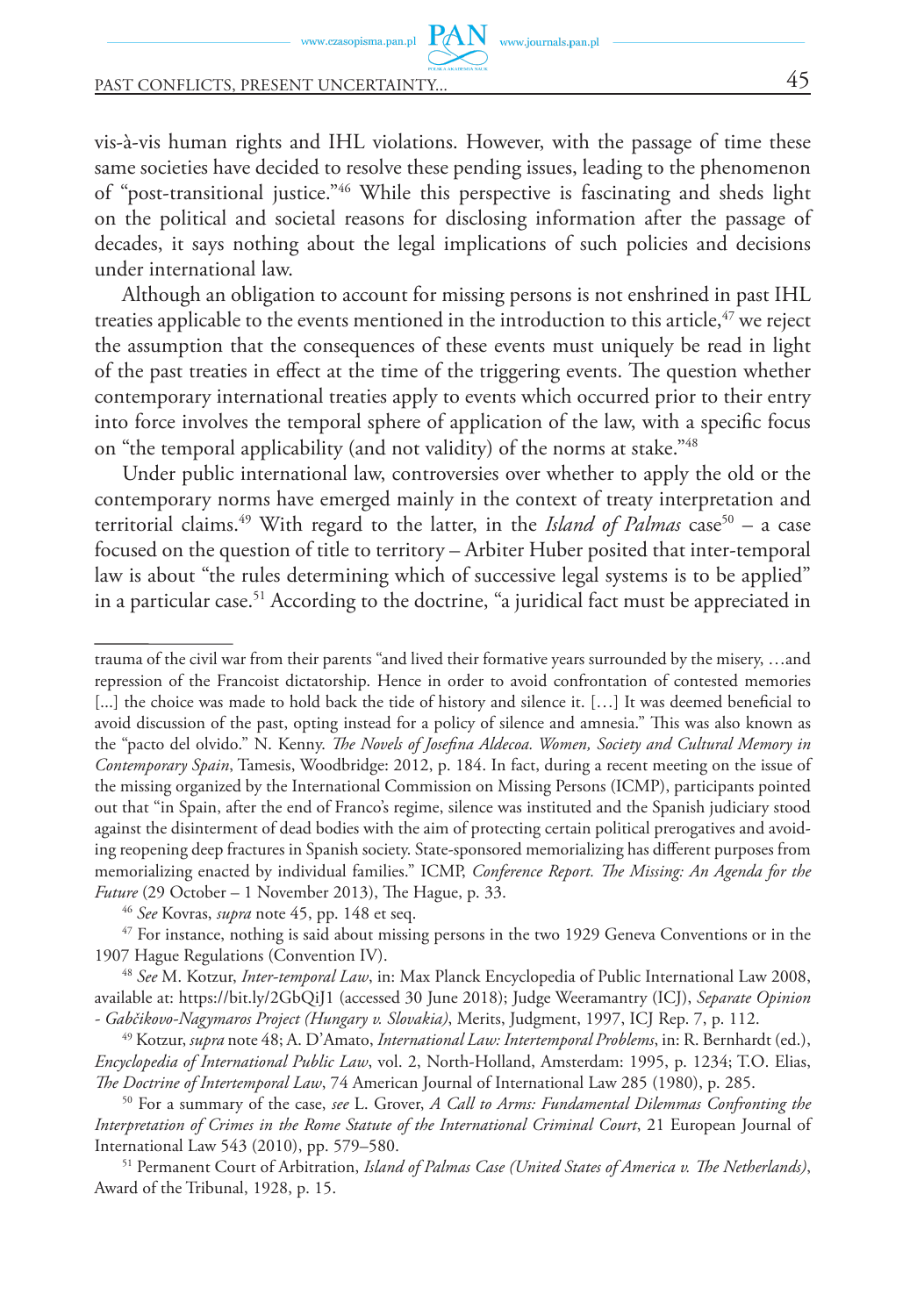vis-à-vis human rights and IHL violations. However, with the passage of time these same societies have decided to resolve these pending issues, leading to the phenomenon of "post-transitional justice."[46] While this perspective is fascinating and sheds light on the political and societal reasons for disclosing information after the passage of decades, it says nothing about the legal implications of such policies and decisions under international law.

Although an obligation to account for missing persons is not enshrined in past IHL treaties applicable to the events mentioned in the introduction to this article,[47] we reject the assumption that the consequences of these events must uniquely be read in light of the past treaties in effect at the time of the triggering events. The question whether contemporary international treaties apply to events which occurred prior to their entry into force involves the temporal sphere of application of the law, with a specific focus on "the temporal applicability (and not validity) of the norms at stake."[48]

Under public international law, controversies over whether to apply the old or the contemporary norms have emerged mainly in the context of treaty interpretation and territorial claims.[49] With regard to the latter, in the *Island of Palmas* case[50] – a case focused on the question of title to territory – Arbiter Huber posited that inter-temporal law is about "the rules determining which of successive legal systems is to be applied" in a particular case.[51] According to the doctrine, "a juridical fact must be appreciated in

---

trauma of the civil war from their parents "and lived their formative years surrounded by the misery, …and repression of the Francoist dictatorship. Hence in order to avoid confrontation of contested memories [...] the choice was made to hold back the tide of history and silence it. […] It was deemed beneficial to avoid discussion of the past, opting instead for a policy of silence and amnesia." This was also known as the "pacto del olvido." N. Kenny. *The Novels of Josefina Aldecoa. Women, Society and Cultural Memory in Contemporary Spain*, Tamesis, Woodbridge: 2012, p. 184. In fact, during a recent meeting on the issue of the missing organized by the International Commission on Missing Persons (ICMP), participants pointed out that "in Spain, after the end of Franco's regime, silence was instituted and the Spanish judiciary stood against the disinterment of dead bodies with the aim of protecting certain political prerogatives and avoiding reopening deep fractures in Spanish society. State-sponsored memorializing has different purposes from memorializing enacted by individual families." ICMP, *Conference Report. The Missing: An Agenda for the Future* (29 October – 1 November 2013), The Hague, p. 33.

[46] *See* Kovras, *supra* note 45, pp. 148 et seq.

[47] For instance, nothing is said about missing persons in the two 1929 Geneva Conventions or in the 1907 Hague Regulations (Convention IV).

[48] *See* M. Kotzur, *Inter-temporal Law*, in: Max Planck Encyclopedia of Public International Law 2008, available at: https://bit.ly/2GbQiJ1 (accessed 30 June 2018); Judge Weeramantry (ICJ), *Separate Opinion - Gabčíkovo-Nagymaros Project (Hungary v. Slovakia)*, Merits, Judgment, 1997, ICJ Rep. 7, p. 112.

[49] Kotzur, *supra* note 48; A. D'Amato, *International Law: Intertemporal Problems*, in: R. Bernhardt (ed.), *Encyclopedia of International Public Law*, vol. 2, North-Holland, Amsterdam: 1995, p. 1234; T.O. Elias, *The Doctrine of Intertemporal Law*, 74 American Journal of International Law 285 (1980), p. 285.

[50] For a summary of the case, *see* L. Grover, *A Call to Arms: Fundamental Dilemmas Confronting the Interpretation of Crimes in the Rome Statute of the International Criminal Court*, 21 European Journal of International Law 543 (2010), pp. 579–580.

[51] Permanent Court of Arbitration, *Island of Palmas Case (United States of America v. The Netherlands)*, Award of the Tribunal, 1928, p. 15.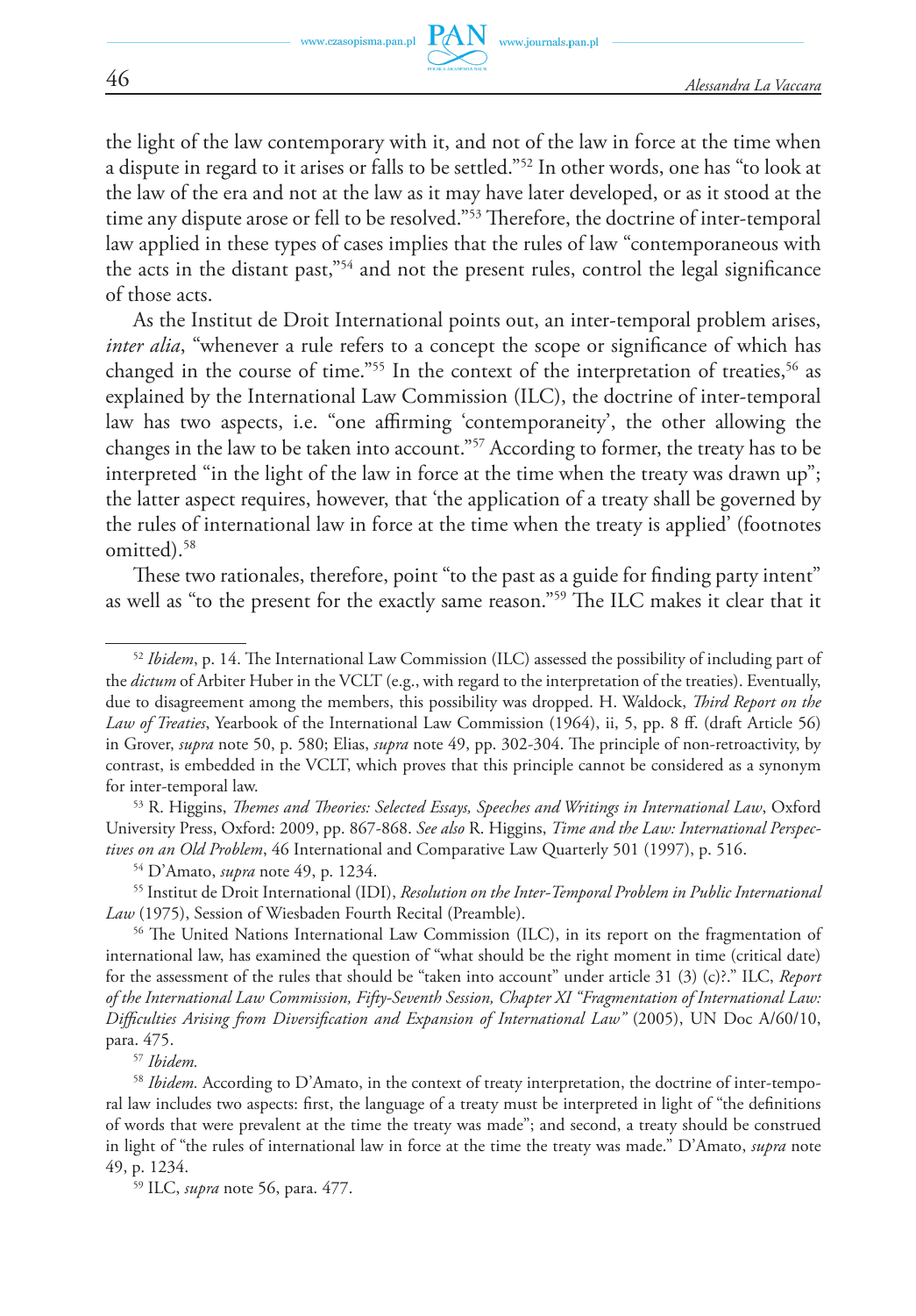the light of the law contemporary with it, and not of the law in force at the time when a dispute in regard to it arises or falls to be settled."[52] In other words, one has "to look at the law of the era and not at the law as it may have later developed, or as it stood at the time any dispute arose or fell to be resolved."[53] Therefore, the doctrine of inter-temporal law applied in these types of cases implies that the rules of law "contemporaneous with the acts in the distant past,"[54] and not the present rules, control the legal significance of those acts.

As the Institut de Droit International points out, an inter-temporal problem arises, *inter alia*, "whenever a rule refers to a concept the scope or significance of which has changed in the course of time."[55] In the context of the interpretation of treaties,[56] as explained by the International Law Commission (ILC), the doctrine of inter-temporal law has two aspects, i.e. "one affirming 'contemporaneity', the other allowing the changes in the law to be taken into account."[57] According to former, the treaty has to be interpreted "in the light of the law in force at the time when the treaty was drawn up"; the latter aspect requires, however, that 'the application of a treaty shall be governed by the rules of international law in force at the time when the treaty is applied' (footnotes omitted).[58]

These two rationales, therefore, point "to the past as a guide for finding party intent" as well as "to the present for the exactly same reason."[59] The ILC makes it clear that it

---

[52] *Ibidem*, p. 14. The International Law Commission (ILC) assessed the possibility of including part of the *dictum* of Arbiter Huber in the VCLT (e.g., with regard to the interpretation of the treaties). Eventually, due to disagreement among the members, this possibility was dropped. H. Waldock, *Third Report on the Law of Treaties*, Yearbook of the International Law Commission (1964), ii, 5, pp. 8 ff. (draft Article 56) in Grover, *supra* note 50, p. 580; Elias, *supra* note 49, pp. 302-304. The principle of non-retroactivity, by contrast, is embedded in the VCLT, which proves that this principle cannot be considered as a synonym for inter-temporal law.

[53] R. Higgins, *Themes and Theories: Selected Essays, Speeches and Writings in International Law*, Oxford University Press, Oxford: 2009, pp. 867-868. *See also* R. Higgins, *Time and the Law: International Perspectives on an Old Problem*, 46 International and Comparative Law Quarterly 501 (1997), p. 516.

[54] D'Amato, *supra* note 49, p. 1234.

[55] Institut de Droit International (IDI), *Resolution on the Inter-Temporal Problem in Public International Law* (1975), Session of Wiesbaden Fourth Recital (Preamble).

[56] The United Nations International Law Commission (ILC), in its report on the fragmentation of international law, has examined the question of "what should be the right moment in time (critical date) for the assessment of the rules that should be "taken into account" under article 31 (3) (c)?." ILC, *Report of the International Law Commission, Fifty-Seventh Session, Chapter XI "Fragmentation of International Law: Difficulties Arising from Diversification and Expansion of International Law"* (2005), UN Doc A/60/10, para. 475.

[57] *Ibidem.*

[58] *Ibidem.* According to D'Amato, in the context of treaty interpretation, the doctrine of inter-temporal law includes two aspects: first, the language of a treaty must be interpreted in light of "the definitions of words that were prevalent at the time the treaty was made"; and second, a treaty should be construed in light of "the rules of international law in force at the time the treaty was made." D'Amato, *supra* note 49, p. 1234.

[59] ILC, *supra* note 56, para. 477.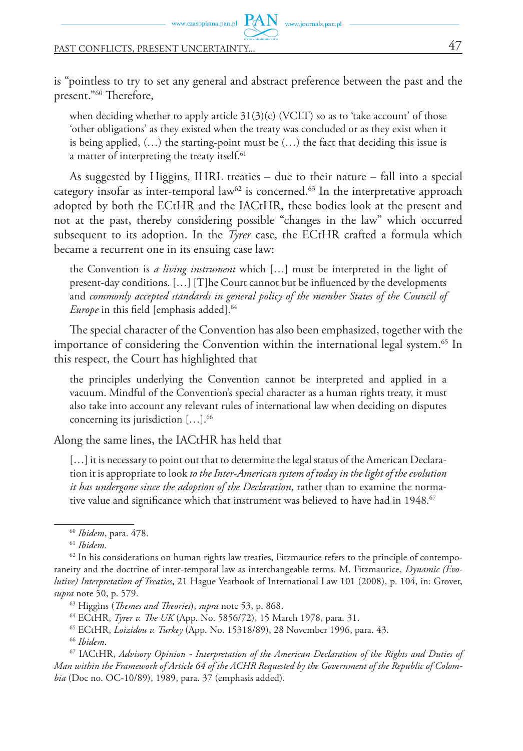is "pointless to try to set any general and abstract preference between the past and the present."[60] Therefore,

> when deciding whether to apply article 31(3)(c) (VCLT) so as to 'take account' of those 'other obligations' as they existed when the treaty was concluded or as they exist when it is being applied, (…) the starting-point must be (…) the fact that deciding this issue is a matter of interpreting the treaty itself.[61]

As suggested by Higgins, IHRL treaties – due to their nature – fall into a special category insofar as inter-temporal law[62] is concerned.[63] In the interpretative approach adopted by both the ECtHR and the IACtHR, these bodies look at the present and not at the past, thereby considering possible "changes in the law" which occurred subsequent to its adoption. In the *Tyrer* case, the ECtHR crafted a formula which became a recurrent one in its ensuing case law:

> the Convention is *a living instrument* which […] must be interpreted in the light of present-day conditions. […] [T]he Court cannot but be influenced by the developments and *commonly accepted standards in general policy of the member States of the Council of Europe* in this field [emphasis added].[64]

The special character of the Convention has also been emphasized, together with the importance of considering the Convention within the international legal system.[65] In this respect, the Court has highlighted that

> the principles underlying the Convention cannot be interpreted and applied in a vacuum. Mindful of the Convention's special character as a human rights treaty, it must also take into account any relevant rules of international law when deciding on disputes concerning its jurisdiction […].[66]

Along the same lines, the IACtHR has held that

> […] it is necessary to point out that to determine the legal status of the American Declaration it is appropriate to look *to the Inter-American system of today in the light of the evolution it has undergone since the adoption of the Declaration*, rather than to examine the normative value and significance which that instrument was believed to have had in 1948.[67]

---

[60] *Ibidem*, para. 478.

[61] *Ibidem.*

[62] In his considerations on human rights law treaties, Fitzmaurice refers to the principle of contemporaneity and the doctrine of inter-temporal law as interchangeable terms. M. Fitzmaurice, *Dynamic (Evolutive) Interpretation of Treaties*, 21 Hague Yearbook of International Law 101 (2008), p. 104, in: Grover, *supra* note 50, p. 579.

[63] Higgins (*Themes and Theories*), *supra* note 53, p. 868.

[64] ECtHR, *Tyrer v. The UK* (App. No. 5856/72), 15 March 1978, para. 31.

[65] ECtHR, *Loizidou v. Turkey* (App. No. 15318/89), 28 November 1996, para. 43.

[66] *Ibidem*.

[67] IACtHR, *Advisory Opinion - Interpretation of the American Declaration of the Rights and Duties of Man within the Framework of Article 64 of the ACHR Requested by the Government of the Republic of Colombia* (Doc no. OC-10/89), 1989, para. 37 (emphasis added).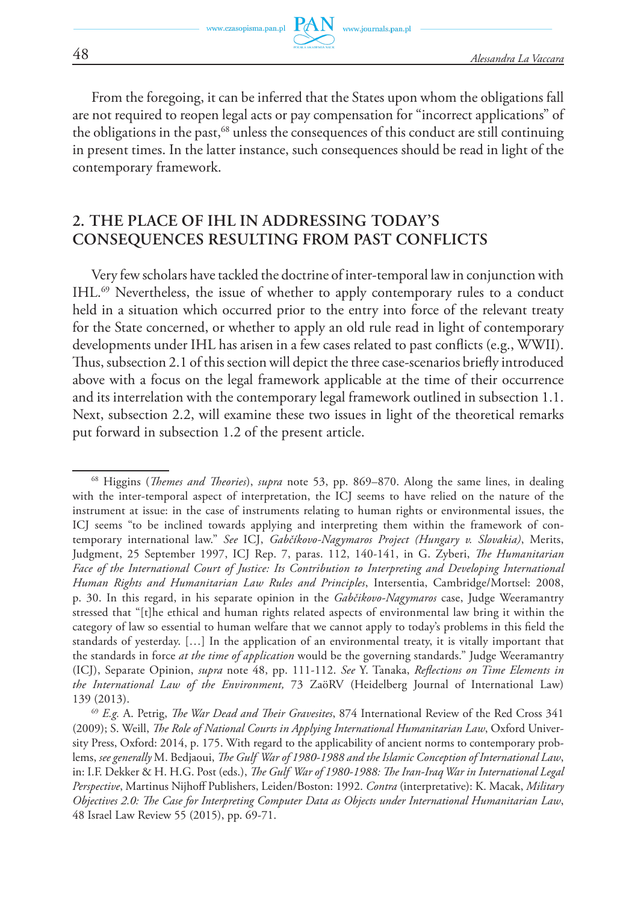From the foregoing, it can be inferred that the States upon whom the obligations fall are not required to reopen legal acts or pay compensation for "incorrect applications" of the obligations in the past,[68] unless the consequences of this conduct are still continuing in present times. In the latter instance, such consequences should be read in light of the contemporary framework.

## 2. THE PLACE OF IHL IN ADDRESSING TODAY'S CONSEQUENCES RESULTING FROM PAST CONFLICTS

Very few scholars have tackled the doctrine of inter-temporal law in conjunction with IHL.[69] Nevertheless, the issue of whether to apply contemporary rules to a conduct held in a situation which occurred prior to the entry into force of the relevant treaty for the State concerned, or whether to apply an old rule read in light of contemporary developments under IHL has arisen in a few cases related to past conflicts (e.g., WWII). Thus, subsection 2.1 of this section will depict the three case-scenarios briefly introduced above with a focus on the legal framework applicable at the time of their occurrence and its interrelation with the contemporary legal framework outlined in subsection 1.1. Next, subsection 2.2, will examine these two issues in light of the theoretical remarks put forward in subsection 1.2 of the present article.

---

[68] Higgins (*Themes and Theories*), *supra* note 53, pp. 869–870. Along the same lines, in dealing with the inter-temporal aspect of interpretation, the ICJ seems to have relied on the nature of the instrument at issue: in the case of instruments relating to human rights or environmental issues, the ICJ seems "to be inclined towards applying and interpreting them within the framework of contemporary international law." *See* ICJ, *Gabčíkovo-Nagymaros Project (Hungary v. Slovakia)*, Merits, Judgment, 25 September 1997, ICJ Rep. 7, paras. 112, 140-141, in G. Zyberi, *The Humanitarian Face of the International Court of Justice: Its Contribution to Interpreting and Developing International Human Rights and Humanitarian Law Rules and Principles*, Intersentia, Cambridge/Mortsel: 2008, p. 30. In this regard, in his separate opinion in the *Gabčíkovo-Nagymaros* case, Judge Weeramantry stressed that "[t]he ethical and human rights related aspects of environmental law bring it within the category of law so essential to human welfare that we cannot apply to today's problems in this field the standards of yesterday. […] In the application of an environmental treaty, it is vitally important that the standards in force *at the time of application* would be the governing standards." Judge Weeramantry (ICJ), Separate Opinion, *supra* note 48, pp. 111-112. *See* Y. Tanaka, *Reflections on Time Elements in the International Law of the Environment,* 73 ZaöRV (Heidelberg Journal of International Law) 139 (2013).

[69] *E.g.* A. Petrig, *The War Dead and Their Gravesites*, 874 International Review of the Red Cross 341 (2009); S. Weill, *The Role of National Courts in Applying International Humanitarian Law*, Oxford University Press, Oxford: 2014, p. 175. With regard to the applicability of ancient norms to contemporary problems, *see generally* M. Bedjaoui, *The Gulf War of 1980-1988 and the Islamic Conception of International Law*, in: I.F. Dekker & H. H.G. Post (eds.), *The Gulf War of 1980-1988: The Iran-Iraq War in International Legal Perspective*, Martinus Nijhoff Publishers, Leiden/Boston: 1992. *Contra* (interpretative): K. Macak, *Military Objectives 2.0: The Case for Interpreting Computer Data as Objects under International Humanitarian Law*, 48 Israel Law Review 55 (2015), pp. 69-71.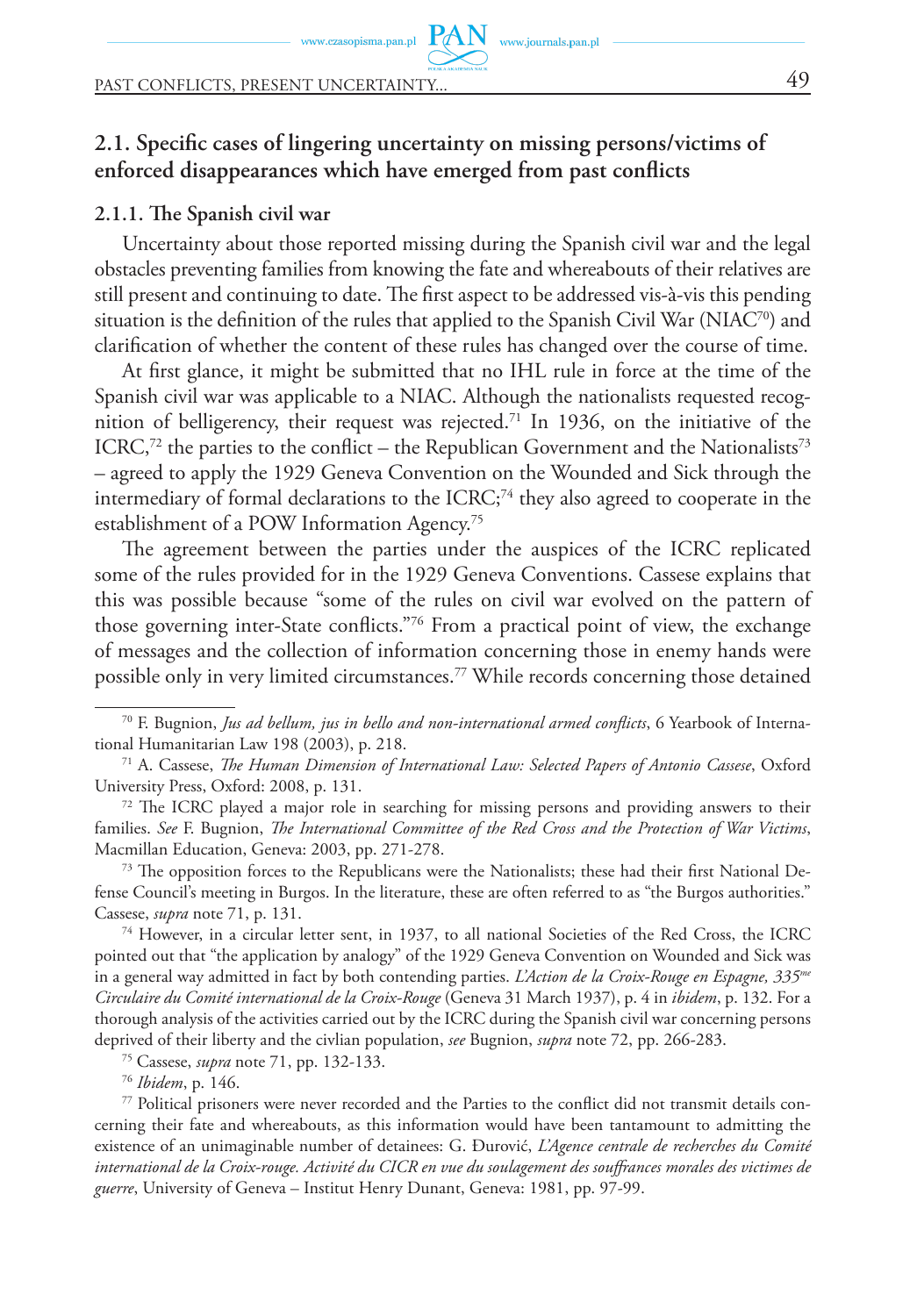## 2.1. Specific cases of lingering uncertainty on missing persons/victims of enforced disappearances which have emerged from past conflicts

### 2.1.1. The Spanish civil war

Uncertainty about those reported missing during the Spanish civil war and the legal obstacles preventing families from knowing the fate and whereabouts of their relatives are still present and continuing to date. The first aspect to be addressed vis-à-vis this pending situation is the definition of the rules that applied to the Spanish Civil War (NIAC[70]) and clarification of whether the content of these rules has changed over the course of time.

At first glance, it might be submitted that no IHL rule in force at the time of the Spanish civil war was applicable to a NIAC. Although the nationalists requested recognition of belligerency, their request was rejected.[71] In 1936, on the initiative of the ICRC,[72] the parties to the conflict – the Republican Government and the Nationalists[73] – agreed to apply the 1929 Geneva Convention on the Wounded and Sick through the intermediary of formal declarations to the ICRC;[74] they also agreed to cooperate in the establishment of a POW Information Agency.[75]

The agreement between the parties under the auspices of the ICRC replicated some of the rules provided for in the 1929 Geneva Conventions. Cassese explains that this was possible because "some of the rules on civil war evolved on the pattern of those governing inter-State conflicts."[76] From a practical point of view, the exchange of messages and the collection of information concerning those in enemy hands were possible only in very limited circumstances.[77] While records concerning those detained

---

[70] F. Bugnion, *Jus ad bellum, jus in bello and non-international armed conflicts*, 6 Yearbook of International Humanitarian Law 198 (2003), p. 218.

[71] A. Cassese, *The Human Dimension of International Law: Selected Papers of Antonio Cassese*, Oxford University Press, Oxford: 2008, p. 131.

[72] The ICRC played a major role in searching for missing persons and providing answers to their families. *See* F. Bugnion, *The International Committee of the Red Cross and the Protection of War Victims*, Macmillan Education, Geneva: 2003, pp. 271-278.

[73] The opposition forces to the Republicans were the Nationalists; these had their first National Defense Council's meeting in Burgos. In the literature, these are often referred to as "the Burgos authorities." Cassese, *supra* note 71, p. 131.

[74] However, in a circular letter sent, in 1937, to all national Societies of the Red Cross, the ICRC pointed out that "the application by analogy" of the 1929 Geneva Convention on Wounded and Sick was in a general way admitted in fact by both contending parties. *L'Action de la Croix-Rouge en Espagne, 335ème Circulaire du Comité international de la Croix-Rouge* (Geneva 31 March 1937), p. 4 in *ibidem*, p. 132. For a thorough analysis of the activities carried out by the ICRC during the Spanish civil war concerning persons deprived of their liberty and the civlian population, *see* Bugnion, *supra* note 72, pp. 266-283.

[75] Cassese, *supra* note 71, pp. 132-133.

[76] *Ibidem*, p. 146.

[77] Political prisoners were never recorded and the Parties to the conflict did not transmit details concerning their fate and whereabouts, as this information would have been tantamount to admitting the existence of an unimaginable number of detainees: G. Đurović, *L'Agence centrale de recherches du Comité international de la Croix-rouge. Activité du CICR en vue du soulagement des souffrances morales des victimes de guerre*, University of Geneva – Institut Henry Dunant, Geneva: 1981, pp. 97-99.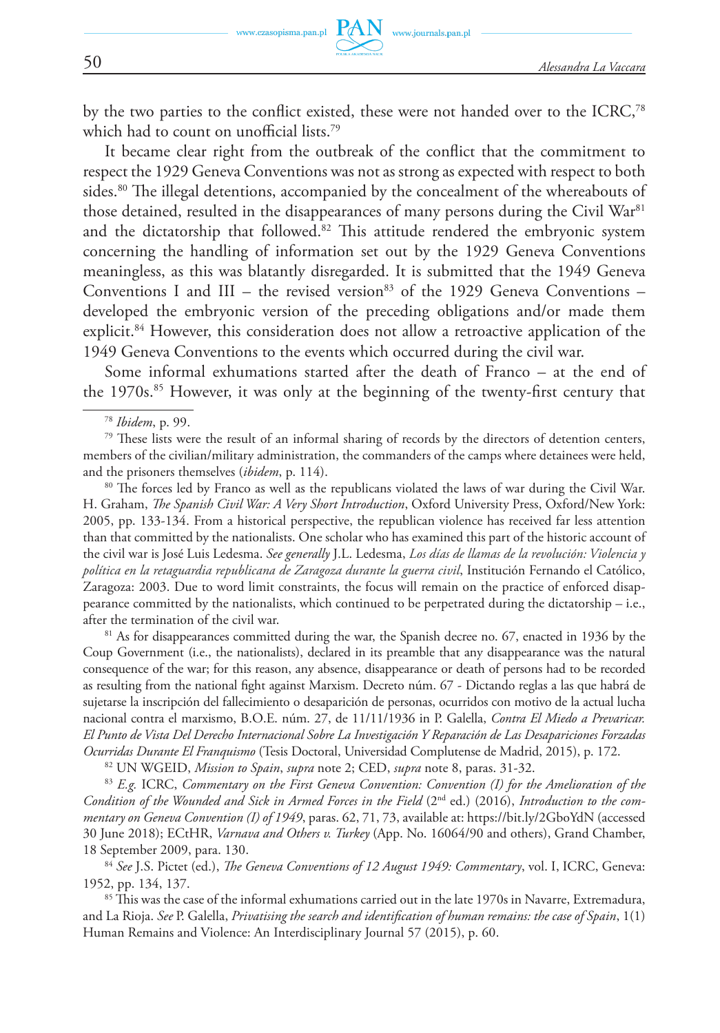by the two parties to the conflict existed, these were not handed over to the ICRC,[78] which had to count on unofficial lists.[79]

It became clear right from the outbreak of the conflict that the commitment to respect the 1929 Geneva Conventions was not as strong as expected with respect to both sides.[80] The illegal detentions, accompanied by the concealment of the whereabouts of those detained, resulted in the disappearances of many persons during the Civil War[81] and the dictatorship that followed.[82] This attitude rendered the embryonic system concerning the handling of information set out by the 1929 Geneva Conventions meaningless, as this was blatantly disregarded. It is submitted that the 1949 Geneva Conventions I and III – the revised version[83] of the 1929 Geneva Conventions – developed the embryonic version of the preceding obligations and/or made them explicit.[84] However, this consideration does not allow a retroactive application of the 1949 Geneva Conventions to the events which occurred during the civil war.

Some informal exhumations started after the death of Franco – at the end of the 1970s.[85] However, it was only at the beginning of the twenty-first century that

---

[78] *Ibidem*, p. 99.

[79] These lists were the result of an informal sharing of records by the directors of detention centers, members of the civilian/military administration, the commanders of the camps where detainees were held, and the prisoners themselves (*ibidem*, p. 114).

[80] The forces led by Franco as well as the republicans violated the laws of war during the Civil War. H. Graham, *The Spanish Civil War: A Very Short Introduction*, Oxford University Press, Oxford/New York: 2005, pp. 133-134. From a historical perspective, the republican violence has received far less attention than that committed by the nationalists. One scholar who has examined this part of the historic account of the civil war is José Luis Ledesma. *See generally* J.L. Ledesma, *Los días de llamas de la revolución: Violencia y política en la retaguardia republicana de Zaragoza durante la guerra civil*, Institución Fernando el Católico, Zaragoza: 2003. Due to word limit constraints, the focus will remain on the practice of enforced disappearance committed by the nationalists, which continued to be perpetrated during the dictatorship – i.e., after the termination of the civil war.

[81] As for disappearances committed during the war, the Spanish decree no. 67, enacted in 1936 by the Coup Government (i.e., the nationalists), declared in its preamble that any disappearance was the natural consequence of the war; for this reason, any absence, disappearance or death of persons had to be recorded as resulting from the national fight against Marxism. Decreto núm. 67 - Dictando reglas a las que habrá de sujetarse la inscripción del fallecimiento o desaparición de personas, ocurridos con motivo de la actual lucha nacional contra el marxismo, B.O.E. núm. 27, de 11/11/1936 in P. Galella, *Contra El Miedo a Prevaricar. El Punto de Vista Del Derecho Internacional Sobre La Investigación Y Reparación de Las Desapariciones Forzadas Ocurridas Durante El Franquismo* (Tesis Doctoral, Universidad Complutense de Madrid, 2015), p. 172.

[82] UN WGEID, *Mission to Spain*, *supra* note 2; CED, *supra* note 8, paras. 31-32.

[83] *E.g.* ICRC, *Commentary on the First Geneva Convention: Convention (I) for the Amelioration of the Condition of the Wounded and Sick in Armed Forces in the Field* (2nd ed.) (2016), *Introduction to the commentary on Geneva Convention (I) of 1949*, paras. 62, 71, 73, available at: https://bit.ly/2GboYdN (accessed 30 June 2018); ECtHR, *Varnava and Others v. Turkey* (App. No. 16064/90 and others), Grand Chamber, 18 September 2009, para. 130.

[84] *See* J.S. Pictet (ed.), *The Geneva Conventions of 12 August 1949: Commentary*, vol. I, ICRC, Geneva: 1952, pp. 134, 137.

[85] This was the case of the informal exhumations carried out in the late 1970s in Navarre, Extremadura, and La Rioja. *See* P. Galella, *Privatising the search and identification of human remains: the case of Spain*, 1(1) Human Remains and Violence: An Interdisciplinary Journal 57 (2015), p. 60.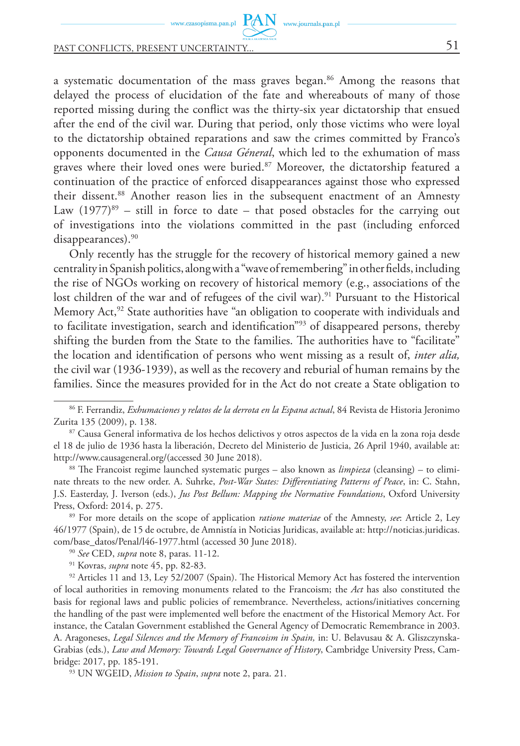a systematic documentation of the mass graves began.[86] Among the reasons that delayed the process of elucidation of the fate and whereabouts of many of those reported missing during the conflict was the thirty-six year dictatorship that ensued after the end of the civil war. During that period, only those victims who were loyal to the dictatorship obtained reparations and saw the crimes committed by Franco's opponents documented in the *Causa Géneral*, which led to the exhumation of mass graves where their loved ones were buried.[87] Moreover, the dictatorship featured a continuation of the practice of enforced disappearances against those who expressed their dissent.[88] Another reason lies in the subsequent enactment of an Amnesty Law (1977)[89] – still in force to date – that posed obstacles for the carrying out of investigations into the violations committed in the past (including enforced disappearances).[90]

Only recently has the struggle for the recovery of historical memory gained a new centrality in Spanish politics, along with a "wave of remembering" in other fields, including the rise of NGOs working on recovery of historical memory (e.g., associations of the lost children of the war and of refugees of the civil war).[91] Pursuant to the Historical Memory Act,[92] State authorities have "an obligation to cooperate with individuals and to facilitate investigation, search and identification"[93] of disappeared persons, thereby shifting the burden from the State to the families. The authorities have to "facilitate" the location and identification of persons who went missing as a result of, *inter alia,* the civil war (1936-1939), as well as the recovery and reburial of human remains by the families. Since the measures provided for in the Act do not create a State obligation to

---

[86] F. Ferrandiz, *Exhumaciones y relatos de la derrota en la Espana actual*, 84 Revista de Historia Jeronimo Zurita 135 (2009), p. 138.

[87] Causa General informativa de los hechos delictivos y otros aspectos de la vida en la zona roja desde el 18 de julio de 1936 hasta la liberación, Decreto del Ministerio de Justicia, 26 April 1940, available at: http://www.causageneral.org/(accessed 30 June 2018).

[88] The Francoist regime launched systematic purges – also known as *limpieza* (cleansing) – to eliminate threats to the new order. A. Suhrke, *Post-War States: Differentiating Patterns of Peace*, in: C. Stahn, J.S. Easterday, J. Iverson (eds.), *Jus Post Bellum: Mapping the Normative Foundations*, Oxford University Press, Oxford: 2014, p. 275.

[89] For more details on the scope of application *ratione materiae* of the Amnesty, *see*: Article 2, Ley 46/1977 (Spain), de 15 de octubre, de Amnistía in Noticias Juridicas, available at: http://noticias.juridicas.com/base_datos/Penal/l46-1977.html (accessed 30 June 2018).

[90] *See* CED, *supra* note 8, paras. 11-12.

[91] Kovras, *supra* note 45, pp. 82-83.

[92] Articles 11 and 13, Ley 52/2007 (Spain). The Historical Memory Act has fostered the intervention of local authorities in removing monuments related to the Francoism; the *Act* has also constituted the basis for regional laws and public policies of remembrance. Nevertheless, actions/initiatives concerning the handling of the past were implemented well before the enactment of the Historical Memory Act. For instance, the Catalan Government established the General Agency of Democratic Remembrance in 2003. A. Aragoneses, *Legal Silences and the Memory of Francoism in Spain,* in: U. Belavusau & A. Gliszczynska-Grabias (eds.), *Law and Memory: Towards Legal Governance of History*, Cambridge University Press, Cambridge: 2017, pp. 185-191.

[93] UN WGEID, *Mission to Spain*, *supra* note 2, para. 21.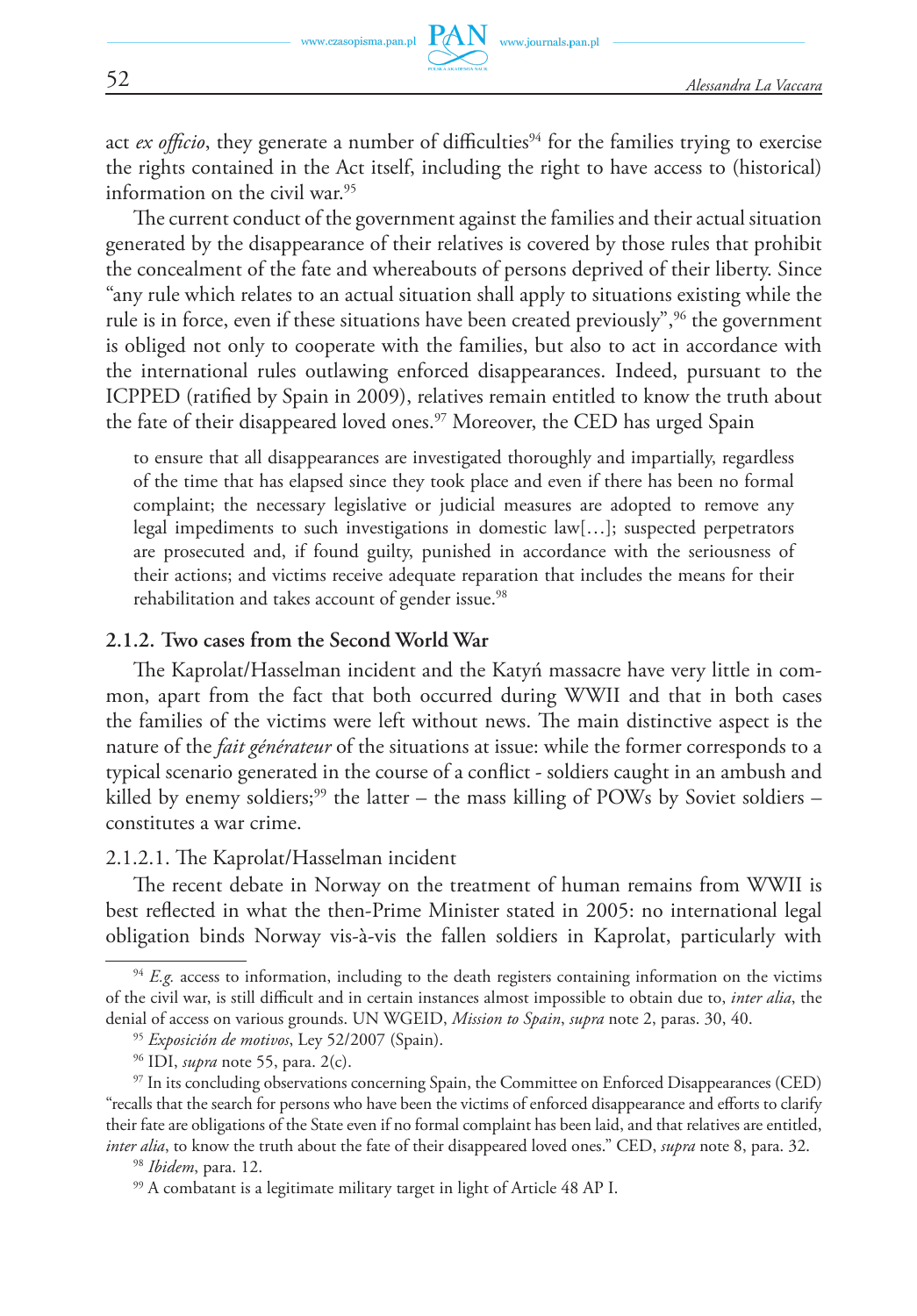act *ex officio*, they generate a number of difficulties[94] for the families trying to exercise the rights contained in the Act itself, including the right to have access to (historical) information on the civil war.[95]

The current conduct of the government against the families and their actual situation generated by the disappearance of their relatives is covered by those rules that prohibit the concealment of the fate and whereabouts of persons deprived of their liberty. Since "any rule which relates to an actual situation shall apply to situations existing while the rule is in force, even if these situations have been created previously",[96] the government is obliged not only to cooperate with the families, but also to act in accordance with the international rules outlawing enforced disappearances. Indeed, pursuant to the ICPPED (ratified by Spain in 2009), relatives remain entitled to know the truth about the fate of their disappeared loved ones.[97] Moreover, the CED has urged Spain

> to ensure that all disappearances are investigated thoroughly and impartially, regardless of the time that has elapsed since they took place and even if there has been no formal complaint; the necessary legislative or judicial measures are adopted to remove any legal impediments to such investigations in domestic law[…]; suspected perpetrators are prosecuted and, if found guilty, punished in accordance with the seriousness of their actions; and victims receive adequate reparation that includes the means for their rehabilitation and takes account of gender issue.[98]

### 2.1.2. Two cases from the Second World War

The Kaprolat/Hasselman incident and the Katyń massacre have very little in common, apart from the fact that both occurred during WWII and that in both cases the families of the victims were left without news. The main distinctive aspect is the nature of the *fait générateur* of the situations at issue: while the former corresponds to a typical scenario generated in the course of a conflict - soldiers caught in an ambush and killed by enemy soldiers;[99] the latter – the mass killing of POWs by Soviet soldiers – constitutes a war crime.

#### 2.1.2.1. The Kaprolat/Hasselman incident

The recent debate in Norway on the treatment of human remains from WWII is best reflected in what the then-Prime Minister stated in 2005: no international legal obligation binds Norway vis-à-vis the fallen soldiers in Kaprolat, particularly with

---

[94] *E.g.* access to information, including to the death registers containing information on the victims of the civil war, is still difficult and in certain instances almost impossible to obtain due to, *inter alia*, the denial of access on various grounds. UN WGEID, *Mission to Spain*, *supra* note 2, paras. 30, 40.

[95] *Exposición de motivos*, Ley 52/2007 (Spain).

[96] IDI, *supra* note 55, para. 2(c).

[97] In its concluding observations concerning Spain, the Committee on Enforced Disappearances (CED) "recalls that the search for persons who have been the victims of enforced disappearance and efforts to clarify their fate are obligations of the State even if no formal complaint has been laid, and that relatives are entitled, *inter alia*, to know the truth about the fate of their disappeared loved ones." CED, *supra* note 8, para. 32.

[98] *Ibidem*, para. 12.

[99] A combatant is a legitimate military target in light of Article 48 AP I.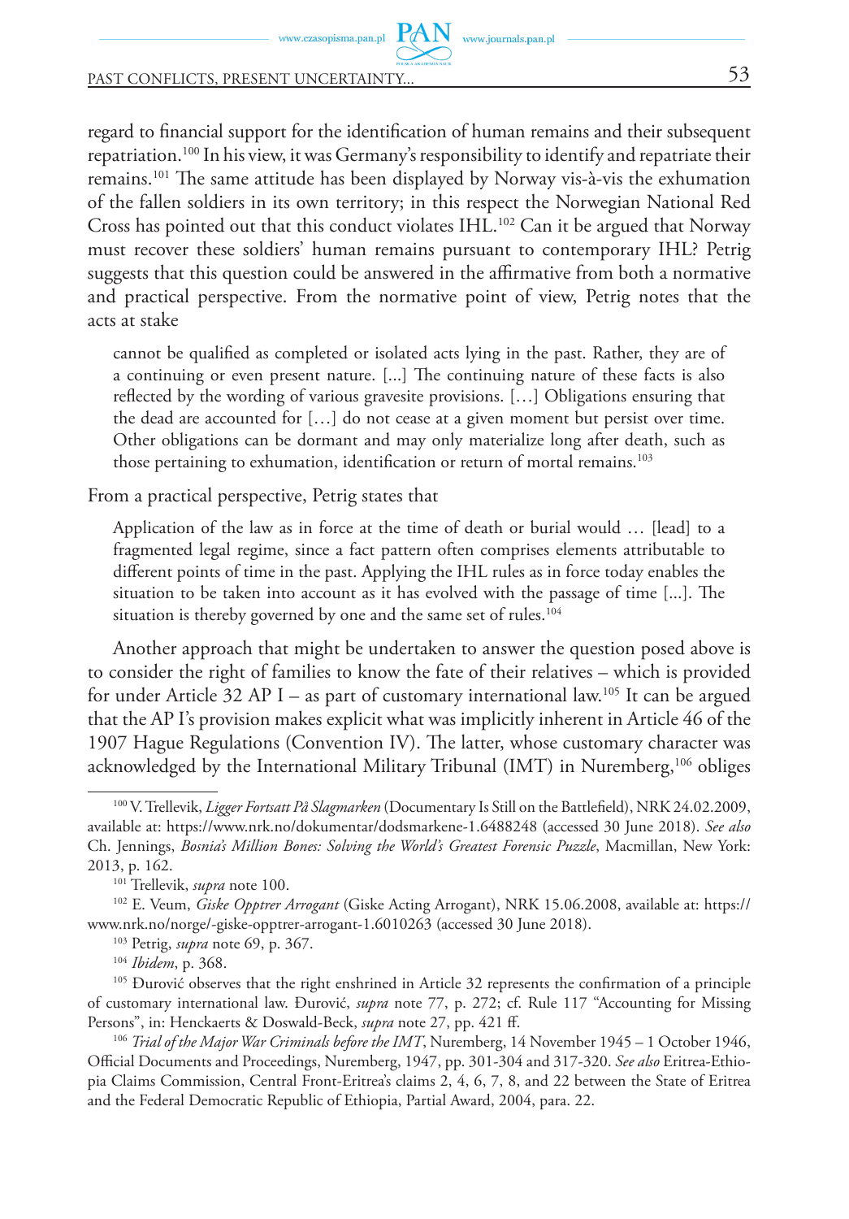regard to financial support for the identification of human remains and their subsequent repatriation.[100] In his view, it was Germany's responsibility to identify and repatriate their remains.[101] The same attitude has been displayed by Norway vis-à-vis the exhumation of the fallen soldiers in its own territory; in this respect the Norwegian National Red Cross has pointed out that this conduct violates IHL.[102] Can it be argued that Norway must recover these soldiers' human remains pursuant to contemporary IHL? Petrig suggests that this question could be answered in the affirmative from both a normative and practical perspective. From the normative point of view, Petrig notes that the acts at stake

> cannot be qualified as completed or isolated acts lying in the past. Rather, they are of a continuing or even present nature. [...] The continuing nature of these facts is also reflected by the wording of various gravesite provisions. […] Obligations ensuring that the dead are accounted for […] do not cease at a given moment but persist over time. Other obligations can be dormant and may only materialize long after death, such as those pertaining to exhumation, identification or return of mortal remains.[103]

From a practical perspective, Petrig states that

> Application of the law as in force at the time of death or burial would … [lead] to a fragmented legal regime, since a fact pattern often comprises elements attributable to different points of time in the past. Applying the IHL rules as in force today enables the situation to be taken into account as it has evolved with the passage of time [...]. The situation is thereby governed by one and the same set of rules.[104]

Another approach that might be undertaken to answer the question posed above is to consider the right of families to know the fate of their relatives – which is provided for under Article 32 AP I – as part of customary international law.[105] It can be argued that the AP I's provision makes explicit what was implicitly inherent in Article 46 of the 1907 Hague Regulations (Convention IV). The latter, whose customary character was acknowledged by the International Military Tribunal (IMT) in Nuremberg,[106] obliges

---

[100] V. Trellevik, *Ligger Fortsatt På Slagmarken* (Documentary Is Still on the Battlefield), NRK 24.02.2009, available at: https://www.nrk.no/dokumentar/dodsmarkene-1.6488248 (accessed 30 June 2018). *See also* Ch. Jennings, *Bosnia's Million Bones: Solving the World's Greatest Forensic Puzzle*, Macmillan, New York: 2013, p. 162.

[101] Trellevik, *supra* note 100.

[102] E. Veum, *Giske Opptrer Arrogant* (Giske Acting Arrogant), NRK 15.06.2008, available at: https://www.nrk.no/norge/-giske-opptrer-arrogant-1.6010263 (accessed 30 June 2018).

[103] Petrig, *supra* note 69, p. 367.

[104] *Ibidem*, p. 368.

[105] Đurović observes that the right enshrined in Article 32 represents the confirmation of a principle of customary international law. Đurović, *supra* note 77, p. 272; cf. Rule 117 "Accounting for Missing Persons", in: Henckaerts & Doswald-Beck, *supra* note 27, pp. 421 ff.

[106] *Trial of the Major War Criminals before the IMT*, Nuremberg, 14 November 1945 – 1 October 1946, Official Documents and Proceedings, Nuremberg, 1947, pp. 301-304 and 317-320. *See also* Eritrea-Ethiopia Claims Commission, Central Front-Eritrea's claims 2, 4, 6, 7, 8, and 22 between the State of Eritrea and the Federal Democratic Republic of Ethiopia, Partial Award, 2004, para. 22.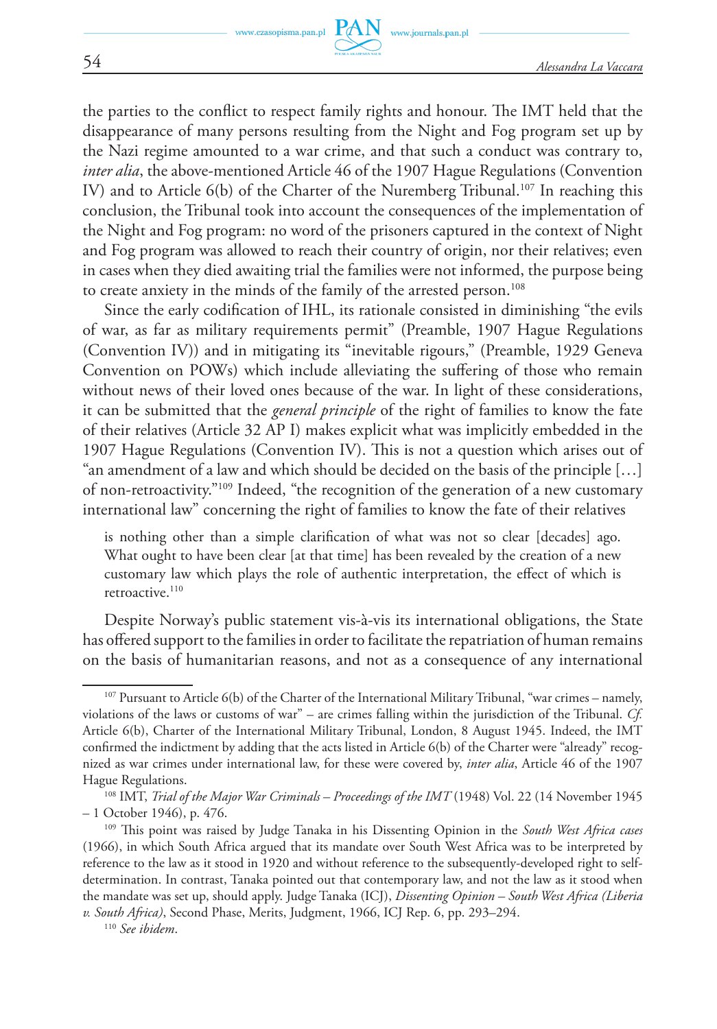the parties to the conflict to respect family rights and honour. The IMT held that the disappearance of many persons resulting from the Night and Fog program set up by the Nazi regime amounted to a war crime, and that such a conduct was contrary to, *inter alia*, the above-mentioned Article 46 of the 1907 Hague Regulations (Convention IV) and to Article 6(b) of the Charter of the Nuremberg Tribunal.[107] In reaching this conclusion, the Tribunal took into account the consequences of the implementation of the Night and Fog program: no word of the prisoners captured in the context of Night and Fog program was allowed to reach their country of origin, nor their relatives; even in cases when they died awaiting trial the families were not informed, the purpose being to create anxiety in the minds of the family of the arrested person.[108]

Since the early codification of IHL, its rationale consisted in diminishing "the evils of war, as far as military requirements permit" (Preamble, 1907 Hague Regulations (Convention IV)) and in mitigating its "inevitable rigours," (Preamble, 1929 Geneva Convention on POWs) which include alleviating the suffering of those who remain without news of their loved ones because of the war. In light of these considerations, it can be submitted that the *general principle* of the right of families to know the fate of their relatives (Article 32 AP I) makes explicit what was implicitly embedded in the 1907 Hague Regulations (Convention IV). This is not a question which arises out of "an amendment of a law and which should be decided on the basis of the principle […] of non-retroactivity."[109] Indeed, "the recognition of the generation of a new customary international law" concerning the right of families to know the fate of their relatives

> is nothing other than a simple clarification of what was not so clear [decades] ago. What ought to have been clear [at that time] has been revealed by the creation of a new customary law which plays the role of authentic interpretation, the effect of which is retroactive.[110]

Despite Norway's public statement vis-à-vis its international obligations, the State has offered support to the families in order to facilitate the repatriation of human remains on the basis of humanitarian reasons, and not as a consequence of any international

---

[107] Pursuant to Article 6(b) of the Charter of the International Military Tribunal, "war crimes – namely, violations of the laws or customs of war" – are crimes falling within the jurisdiction of the Tribunal. *Cf.* Article 6(b), Charter of the International Military Tribunal, London, 8 August 1945. Indeed, the IMT confirmed the indictment by adding that the acts listed in Article 6(b) of the Charter were "already" recognized as war crimes under international law, for these were covered by, *inter alia*, Article 46 of the 1907 Hague Regulations.

[108] IMT, *Trial of the Major War Criminals – Proceedings of the IMT* (1948) Vol. 22 (14 November 1945 – 1 October 1946), p. 476.

[109] This point was raised by Judge Tanaka in his Dissenting Opinion in the *South West Africa cases* (1966), in which South Africa argued that its mandate over South West Africa was to be interpreted by reference to the law as it stood in 1920 and without reference to the subsequently-developed right to self-determination. In contrast, Tanaka pointed out that contemporary law, and not the law as it stood when the mandate was set up, should apply. Judge Tanaka (ICJ), *Dissenting Opinion – South West Africa (Liberia v. South Africa)*, Second Phase, Merits, Judgment, 1966, ICJ Rep. 6, pp. 293–294.

[110] *See ibidem*.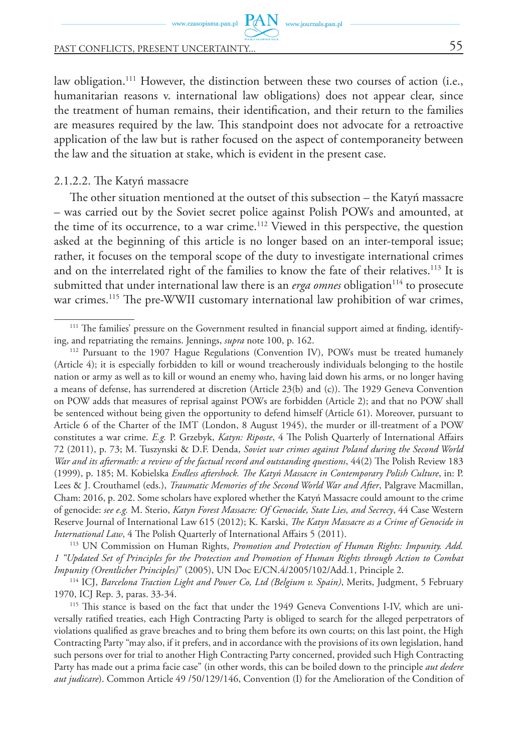law obligation.[111] However, the distinction between these two courses of action (i.e., humanitarian reasons v. international law obligations) does not appear clear, since the treatment of human remains, their identification, and their return to the families are measures required by the law. This standpoint does not advocate for a retroactive application of the law but is rather focused on the aspect of contemporaneity between the law and the situation at stake, which is evident in the present case.

#### 2.1.2.2. The Katyń massacre

The other situation mentioned at the outset of this subsection – the Katyń massacre – was carried out by the Soviet secret police against Polish POWs and amounted, at the time of its occurrence, to a war crime.[112] Viewed in this perspective, the question asked at the beginning of this article is no longer based on an inter-temporal issue; rather, it focuses on the temporal scope of the duty to investigate international crimes and on the interrelated right of the families to know the fate of their relatives.[113] It is submitted that under international law there is an *erga omnes* obligation[114] to prosecute war crimes.[115] The pre-WWII customary international law prohibition of war crimes,

---

[111] The families' pressure on the Government resulted in financial support aimed at finding, identifying, and repatriating the remains. Jennings, *supra* note 100, p. 162.

[112] Pursuant to the 1907 Hague Regulations (Convention IV), POWs must be treated humanely (Article 4); it is especially forbidden to kill or wound treacherously individuals belonging to the hostile nation or army as well as to kill or wound an enemy who, having laid down his arms, or no longer having a means of defense, has surrendered at discretion (Article 23(b) and (c)). The 1929 Geneva Convention on POW adds that measures of reprisal against POWs are forbidden (Article 2); and that no POW shall be sentenced without being given the opportunity to defend himself (Article 61). Moreover, pursuant to Article 6 of the Charter of the IMT (London, 8 August 1945), the murder or ill-treatment of a POW constitutes a war crime. *E.g.* P. Grzebyk, *Katyn: Riposte*, 4 The Polish Quarterly of International Affairs 72 (2011), p. 73; M. Tuszynski & D.F. Denda, *Soviet war crimes against Poland during the Second World War and its aftermath: a review of the factual record and outstanding questions*, 44(2) The Polish Review 183 (1999), p. 185; M. Kobielska *Endless aftershock. The Katyń Massacre in Contemporary Polish Culture*, in: P. Lees & J. Crouthamel (eds.), *Traumatic Memories of the Second World War and After*, Palgrave Macmillan, Cham: 2016, p. 202. Some scholars have explored whether the Katyń Massacre could amount to the crime of genocide: *see e.g.* M. Sterio, *Katyn Forest Massacre: Of Genocide, State Lies, and Secrecy*, 44 Case Western Reserve Journal of International Law 615 (2012); K. Karski, *The Katyn Massacre as a Crime of Genocide in International Law*, 4 The Polish Quarterly of International Affairs 5 (2011).

[113] UN Commission on Human Rights, *Promotion and Protection of Human Rights: Impunity. Add. 1 "Updated Set of Principles for the Protection and Promotion of Human Rights through Action to Combat Impunity (Orentlicher Principles)*" (2005), UN Doc E/CN.4/2005/102/Add.1, Principle 2.

[114] ICJ, *Barcelona Traction Light and Power Co, Ltd (Belgium v. Spain)*, Merits, Judgment, 5 February 1970, ICJ Rep. 3, paras. 33-34.

[115] This stance is based on the fact that under the 1949 Geneva Conventions I-IV, which are universally ratified treaties, each High Contracting Party is obliged to search for the alleged perpetrators of violations qualified as grave breaches and to bring them before its own courts; on this last point, the High Contracting Party "may also, if it prefers, and in accordance with the provisions of its own legislation, hand such persons over for trial to another High Contracting Party concerned, provided such High Contracting Party has made out a prima facie case" (in other words, this can be boiled down to the principle *aut dedere aut judicare*). Common Article 49 /50/129/146, Convention (I) for the Amelioration of the Condition of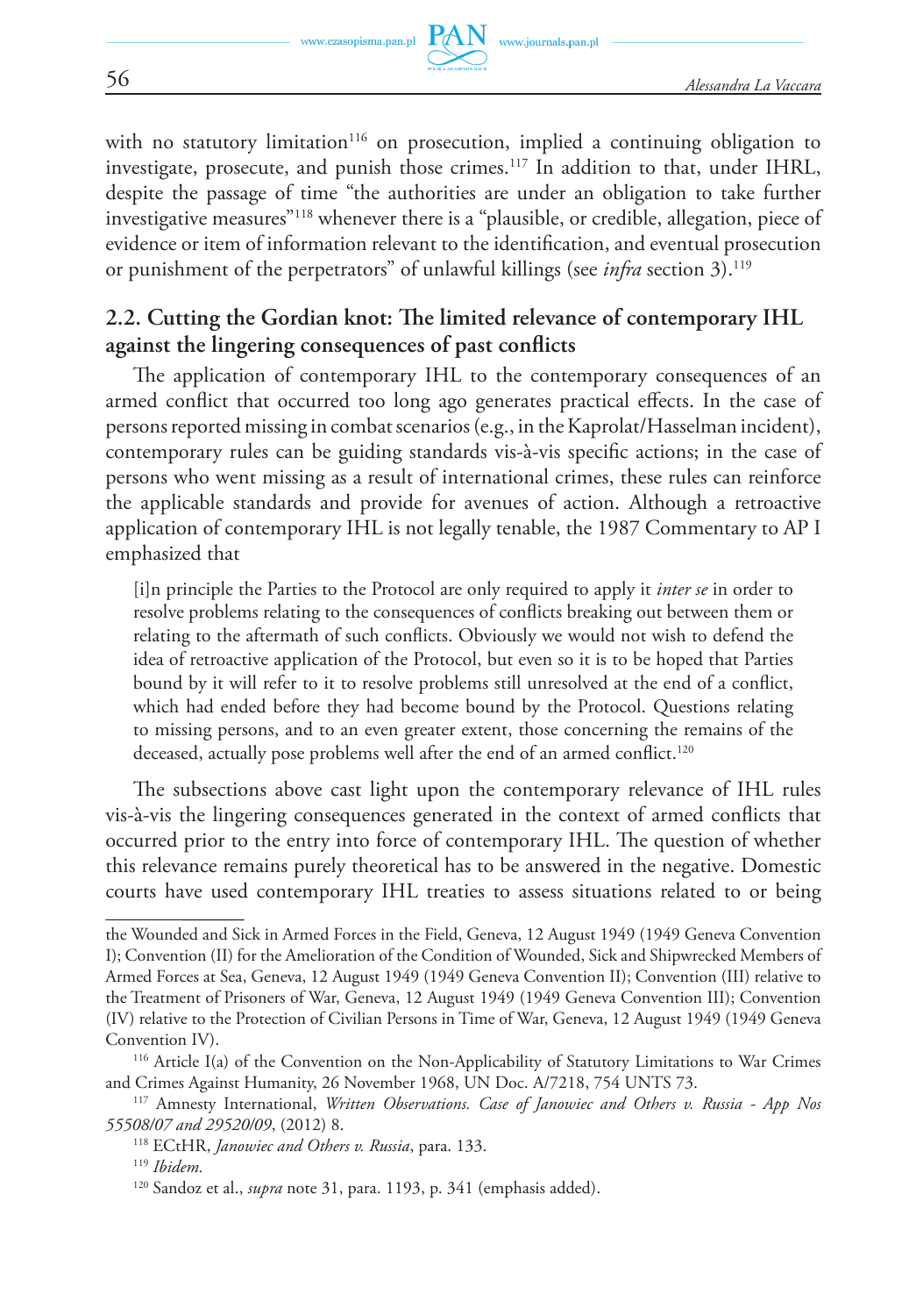with no statutory limitation[116] on prosecution, implied a continuing obligation to investigate, prosecute, and punish those crimes.[117] In addition to that, under IHRL, despite the passage of time "the authorities are under an obligation to take further investigative measures"[118] whenever there is a "plausible, or credible, allegation, piece of evidence or item of information relevant to the identification, and eventual prosecution or punishment of the perpetrators" of unlawful killings (see *infra* section 3).[119]

## 2.2. Cutting the Gordian knot: The limited relevance of contemporary IHL against the lingering consequences of past conflicts

The application of contemporary IHL to the contemporary consequences of an armed conflict that occurred too long ago generates practical effects. In the case of persons reported missing in combat scenarios (e.g., in the Kaprolat/Hasselman incident), contemporary rules can be guiding standards vis-à-vis specific actions; in the case of persons who went missing as a result of international crimes, these rules can reinforce the applicable standards and provide for avenues of action. Although a retroactive application of contemporary IHL is not legally tenable, the 1987 Commentary to AP I emphasized that

> [i]n principle the Parties to the Protocol are only required to apply it *inter se* in order to resolve problems relating to the consequences of conflicts breaking out between them or relating to the aftermath of such conflicts. Obviously we would not wish to defend the idea of retroactive application of the Protocol, but even so it is to be hoped that Parties bound by it will refer to it to resolve problems still unresolved at the end of a conflict, which had ended before they had become bound by the Protocol. Questions relating to missing persons, and to an even greater extent, those concerning the remains of the deceased, actually pose problems well after the end of an armed conflict.[120]

The subsections above cast light upon the contemporary relevance of IHL rules vis-à-vis the lingering consequences generated in the context of armed conflicts that occurred prior to the entry into force of contemporary IHL. The question of whether this relevance remains purely theoretical has to be answered in the negative. Domestic courts have used contemporary IHL treaties to assess situations related to or being

---

the Wounded and Sick in Armed Forces in the Field, Geneva, 12 August 1949 (1949 Geneva Convention I); Convention (II) for the Amelioration of the Condition of Wounded, Sick and Shipwrecked Members of Armed Forces at Sea, Geneva, 12 August 1949 (1949 Geneva Convention II); Convention (III) relative to the Treatment of Prisoners of War, Geneva, 12 August 1949 (1949 Geneva Convention III); Convention (IV) relative to the Protection of Civilian Persons in Time of War, Geneva, 12 August 1949 (1949 Geneva Convention IV).

[116] Article I(a) of the Convention on the Non-Applicability of Statutory Limitations to War Crimes and Crimes Against Humanity, 26 November 1968, UN Doc. A/7218, 754 UNTS 73.

[117] Amnesty International, *Written Observations. Case of Janowiec and Others v. Russia - App Nos 55508/07 and 29520/09*, (2012) 8.

[118] ECtHR, *Janowiec and Others v. Russia*, para. 133.

[119] *Ibidem.*

[120] Sandoz et al., *supra* note 31, para. 1193, p. 341 (emphasis added).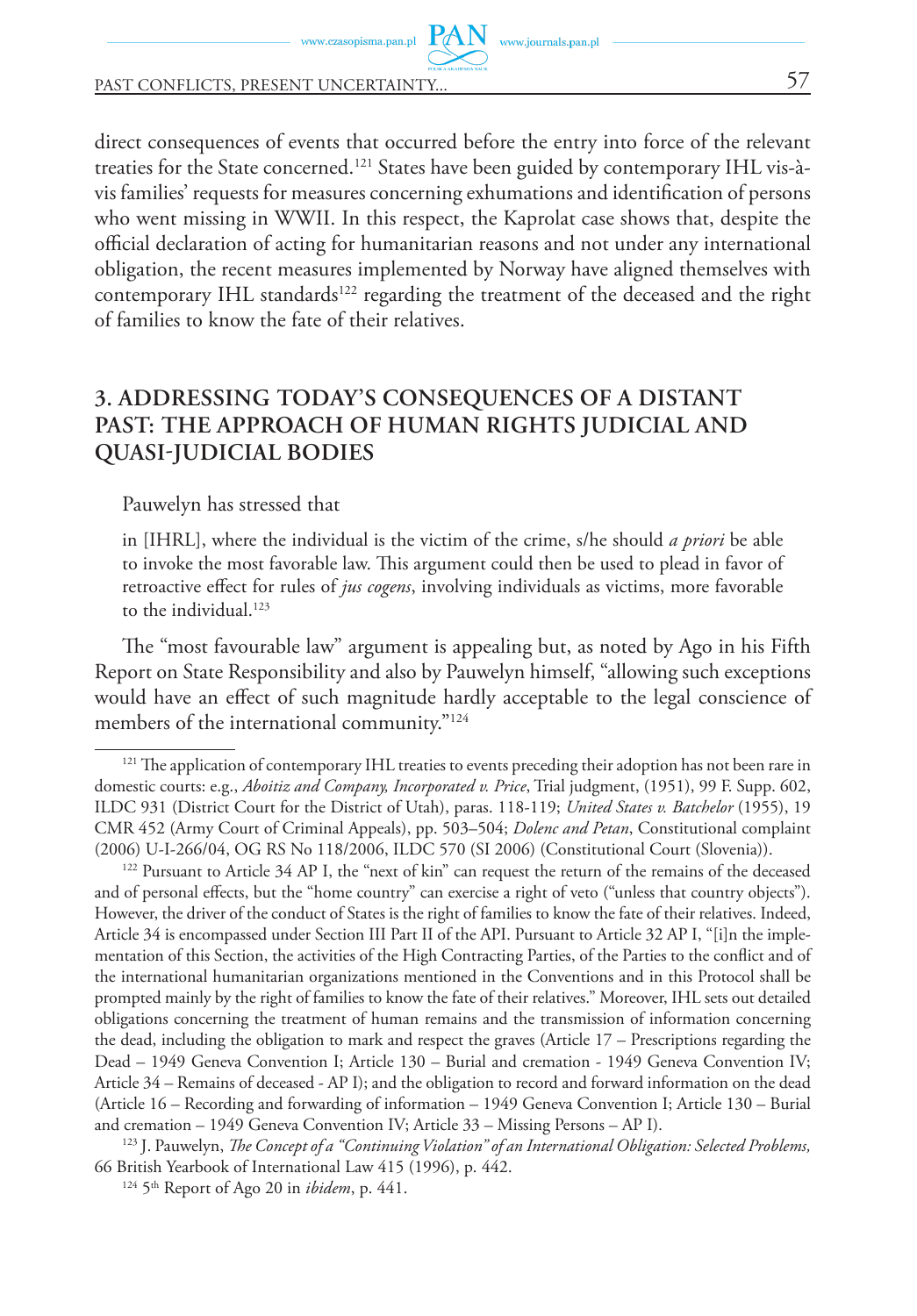direct consequences of events that occurred before the entry into force of the relevant treaties for the State concerned.[121] States have been guided by contemporary IHL vis-à-vis families' requests for measures concerning exhumations and identification of persons who went missing in WWII. In this respect, the Kaprolat case shows that, despite the official declaration of acting for humanitarian reasons and not under any international obligation, the recent measures implemented by Norway have aligned themselves with contemporary IHL standards[122] regarding the treatment of the deceased and the right of families to know the fate of their relatives.

## 3. ADDRESSING TODAY'S CONSEQUENCES OF A DISTANT PAST: THE APPROACH OF HUMAN RIGHTS JUDICIAL AND QUASI-JUDICIAL BODIES

Pauwelyn has stressed that

> in [IHRL], where the individual is the victim of the crime, s/he should *a priori* be able to invoke the most favorable law. This argument could then be used to plead in favor of retroactive effect for rules of *jus cogens*, involving individuals as victims, more favorable to the individual.[123]

The "most favourable law" argument is appealing but, as noted by Ago in his Fifth Report on State Responsibility and also by Pauwelyn himself, "allowing such exceptions would have an effect of such magnitude hardly acceptable to the legal conscience of members of the international community."[124]

---

[121] The application of contemporary IHL treaties to events preceding their adoption has not been rare in domestic courts: e.g., *Aboitiz and Company, Incorporated v. Price*, Trial judgment, (1951), 99 F. Supp. 602, ILDC 931 (District Court for the District of Utah), paras. 118-119; *United States v. Batchelor* (1955), 19 CMR 452 (Army Court of Criminal Appeals), pp. 503–504; *Dolenc and Petan*, Constitutional complaint (2006) U-I-266/04, OG RS No 118/2006, ILDC 570 (SI 2006) (Constitutional Court (Slovenia)).

[122] Pursuant to Article 34 AP I, the "next of kin" can request the return of the remains of the deceased and of personal effects, but the "home country" can exercise a right of veto ("unless that country objects"). However, the driver of the conduct of States is the right of families to know the fate of their relatives. Indeed, Article 34 is encompassed under Section III Part II of the API. Pursuant to Article 32 AP I, "[i]n the implementation of this Section, the activities of the High Contracting Parties, of the Parties to the conflict and of the international humanitarian organizations mentioned in the Conventions and in this Protocol shall be prompted mainly by the right of families to know the fate of their relatives." Moreover, IHL sets out detailed obligations concerning the treatment of human remains and the transmission of information concerning the dead, including the obligation to mark and respect the graves (Article 17 – Prescriptions regarding the Dead – 1949 Geneva Convention I; Article 130 – Burial and cremation - 1949 Geneva Convention IV; Article 34 – Remains of deceased - AP I); and the obligation to record and forward information on the dead (Article 16 – Recording and forwarding of information – 1949 Geneva Convention I; Article 130 – Burial and cremation – 1949 Geneva Convention IV; Article 33 – Missing Persons – AP I).

[123] J. Pauwelyn, *The Concept of a "Continuing Violation" of an International Obligation: Selected Problems,* 66 British Yearbook of International Law 415 (1996), p. 442.

[124] 5th Report of Ago 20 in *ibidem*, p. 441.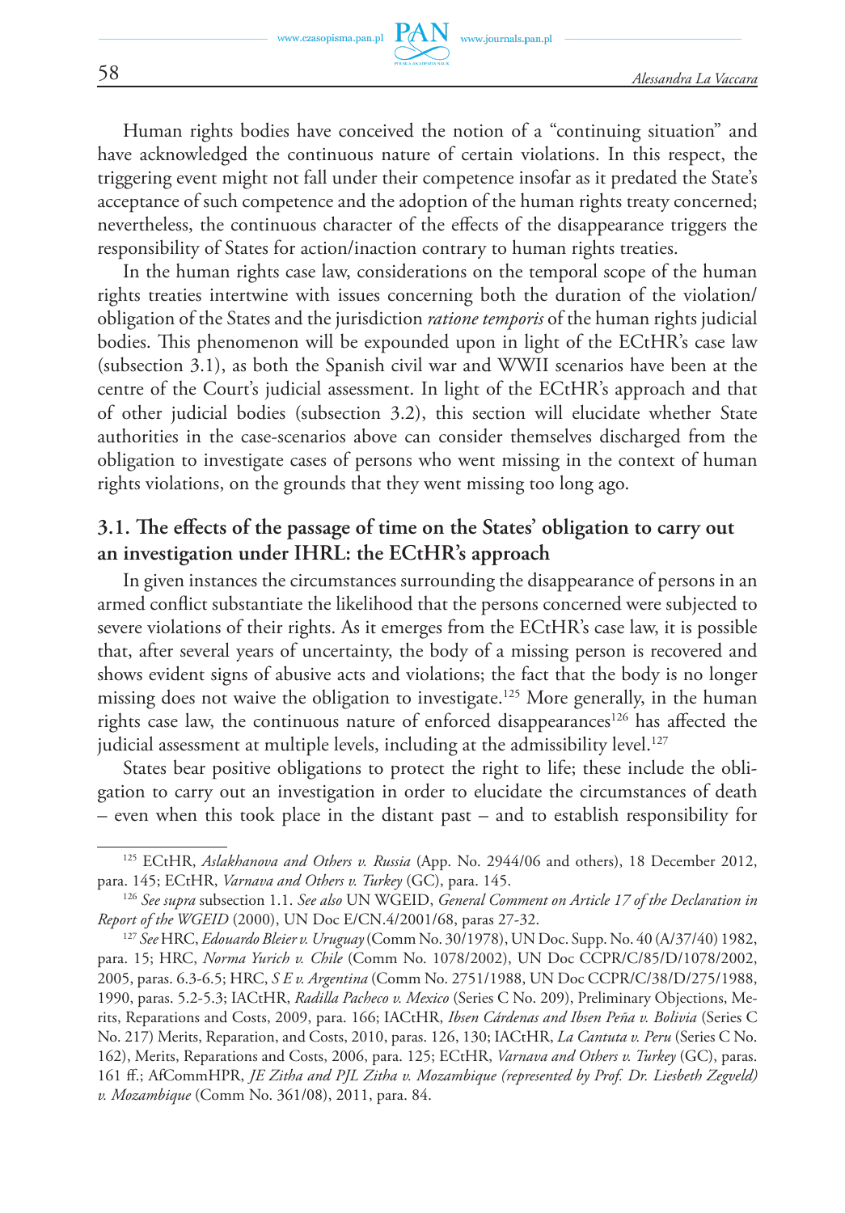Human rights bodies have conceived the notion of a "continuing situation" and have acknowledged the continuous nature of certain violations. In this respect, the triggering event might not fall under their competence insofar as it predated the State's acceptance of such competence and the adoption of the human rights treaty concerned; nevertheless, the continuous character of the effects of the disappearance triggers the responsibility of States for action/inaction contrary to human rights treaties.

In the human rights case law, considerations on the temporal scope of the human rights treaties intertwine with issues concerning both the duration of the violation/obligation of the States and the jurisdiction *ratione temporis* of the human rights judicial bodies. This phenomenon will be expounded upon in light of the ECtHR's case law (subsection 3.1), as both the Spanish civil war and WWII scenarios have been at the centre of the Court's judicial assessment. In light of the ECtHR's approach and that of other judicial bodies (subsection 3.2), this section will elucidate whether State authorities in the case-scenarios above can consider themselves discharged from the obligation to investigate cases of persons who went missing in the context of human rights violations, on the grounds that they went missing too long ago.

### 3.1. The effects of the passage of time on the States' obligation to carry out an investigation under IHRL: the ECtHR's approach

In given instances the circumstances surrounding the disappearance of persons in an armed conflict substantiate the likelihood that the persons concerned were subjected to severe violations of their rights. As it emerges from the ECtHR's case law, it is possible that, after several years of uncertainty, the body of a missing person is recovered and shows evident signs of abusive acts and violations; the fact that the body is no longer missing does not waive the obligation to investigate.[125] More generally, in the human rights case law, the continuous nature of enforced disappearances[126] has affected the judicial assessment at multiple levels, including at the admissibility level.[127]

States bear positive obligations to protect the right to life; these include the obligation to carry out an investigation in order to elucidate the circumstances of death – even when this took place in the distant past – and to establish responsibility for

---

[125] ECtHR, *Aslakhanova and Others v. Russia* (App. No. 2944/06 and others), 18 December 2012, para. 145; ECtHR, *Varnava and Others v. Turkey* (GC), para. 145.

[126] *See supra* subsection 1.1. *See also* UN WGEID, *General Comment on Article 17 of the Declaration in Report of the WGEID* (2000), UN Doc E/CN.4/2001/68, paras 27-32.

[127] *See* HRC, *Edouardo Bleier v. Uruguay* (Comm No. 30/1978), UN Doc. Supp. No. 40 (A/37/40) 1982, para. 15; HRC, *Norma Yurich v. Chile* (Comm No. 1078/2002), UN Doc CCPR/C/85/D/1078/2002, 2005, paras. 6.3-6.5; HRC, *S E v. Argentina* (Comm No. 2751/1988, UN Doc CCPR/C/38/D/275/1988, 1990, paras. 5.2-5.3; IACtHR, *Radilla Pacheco v. Mexico* (Series C No. 209), Preliminary Objections, Merits, Reparations and Costs, 2009, para. 166; IACtHR, *Ibsen Cárdenas and Ibsen Peña v. Bolivia* (Series C No. 217) Merits, Reparation, and Costs, 2010, paras. 126, 130; IACtHR, *La Cantuta v. Peru* (Series C No. 162), Merits, Reparations and Costs, 2006, para. 125; ECtHR, *Varnava and Others v. Turkey* (GC), paras. 161 ff.; AfCommHPR, *JE Zitha and PJL Zitha v. Mozambique (represented by Prof. Dr. Liesbeth Zegveld) v. Mozambique* (Comm No. 361/08), 2011, para. 84.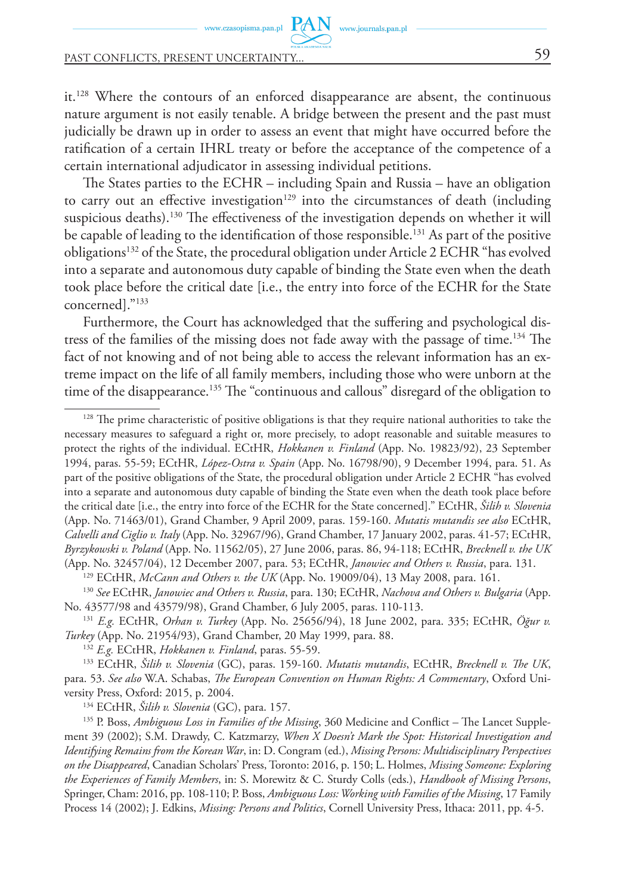it.[128] Where the contours of an enforced disappearance are absent, the continuous nature argument is not easily tenable. A bridge between the present and the past must judicially be drawn up in order to assess an event that might have occurred before the ratification of a certain IHRL treaty or before the acceptance of the competence of a certain international adjudicator in assessing individual petitions.

The States parties to the ECHR – including Spain and Russia – have an obligation to carry out an effective investigation[129] into the circumstances of death (including suspicious deaths).[130] The effectiveness of the investigation depends on whether it will be capable of leading to the identification of those responsible.[131] As part of the positive obligations[132] of the State, the procedural obligation under Article 2 ECHR "has evolved into a separate and autonomous duty capable of binding the State even when the death took place before the critical date [i.e., the entry into force of the ECHR for the State concerned]."[133]

Furthermore, the Court has acknowledged that the suffering and psychological distress of the families of the missing does not fade away with the passage of time.[134] The fact of not knowing and of not being able to access the relevant information has an extreme impact on the life of all family members, including those who were unborn at the time of the disappearance.[135] The "continuous and callous" disregard of the obligation to

---

[128] The prime characteristic of positive obligations is that they require national authorities to take the necessary measures to safeguard a right or, more precisely, to adopt reasonable and suitable measures to protect the rights of the individual. ECtHR, *Hokkanen v. Finland* (App. No. 19823/92), 23 September 1994, paras. 55-59; ECtHR, *López-Ostra v. Spain* (App. No. 16798/90), 9 December 1994, para. 51. As part of the positive obligations of the State, the procedural obligation under Article 2 ECHR "has evolved into a separate and autonomous duty capable of binding the State even when the death took place before the critical date [i.e., the entry into force of the ECHR for the State concerned]." ECtHR, *Šilih v. Slovenia* (App. No. 71463/01), Grand Chamber, 9 April 2009, paras. 159-160. *Mutatis mutandis see also* ECtHR, *Calvelli and Ciglio v. Italy* (App. No. 32967/96), Grand Chamber, 17 January 2002, paras. 41-57; ECtHR, *Byrzykowski v. Poland* (App. No. 11562/05), 27 June 2006, paras. 86, 94-118; ECtHR, *Brecknell v. the UK* (App. No. 32457/04), 12 December 2007, para. 53; ECtHR, *Janowiec and Others v. Russia*, para. 131.

[129] ECtHR, *McCann and Others v. the UK* (App. No. 19009/04), 13 May 2008, para. 161.

[130] *See* ECtHR, *Janowiec and Others v. Russia*, para. 130; ECtHR, *Nachova and Others v. Bulgaria* (App. No. 43577/98 and 43579/98), Grand Chamber, 6 July 2005, paras. 110-113.

[131] *E.g.* ECtHR, *Orhan v. Turkey* (App. No. 25656/94), 18 June 2002, para. 335; ECtHR, *Öğur v. Turkey* (App. No. 21954/93), Grand Chamber, 20 May 1999, para. 88.

[132] *E.g.* ECtHR, *Hokkanen v. Finland*, paras. 55-59.

[133] ECtHR, *Šilih v. Slovenia* (GC), paras. 159-160. *Mutatis mutandis*, ECtHR, *Brecknell v. The UK*, para. 53. *See also* W.A. Schabas, *The European Convention on Human Rights: A Commentary*, Oxford University Press, Oxford: 2015, p. 2004.

[134] ECtHR, *Šilih v. Slovenia* (GC), para. 157.

[135] P. Boss, *Ambiguous Loss in Families of the Missing*, 360 Medicine and Conflict – The Lancet Supplement 39 (2002); S.M. Drawdy, C. Katzmarzy, *When X Doesn't Mark the Spot: Historical Investigation and Identifying Remains from the Korean War*, in: D. Congram (ed.), *Missing Persons: Multidisciplinary Perspectives on the Disappeared*, Canadian Scholars' Press, Toronto: 2016, p. 150; L. Holmes, *Missing Someone: Exploring the Experiences of Family Members*, in: S. Morewitz & C. Sturdy Colls (eds.), *Handbook of Missing Persons*, Springer, Cham: 2016, pp. 108-110; P. Boss, *Ambiguous Loss: Working with Families of the Missing*, 17 Family Process 14 (2002); J. Edkins, *Missing: Persons and Politics*, Cornell University Press, Ithaca: 2011, pp. 4-5.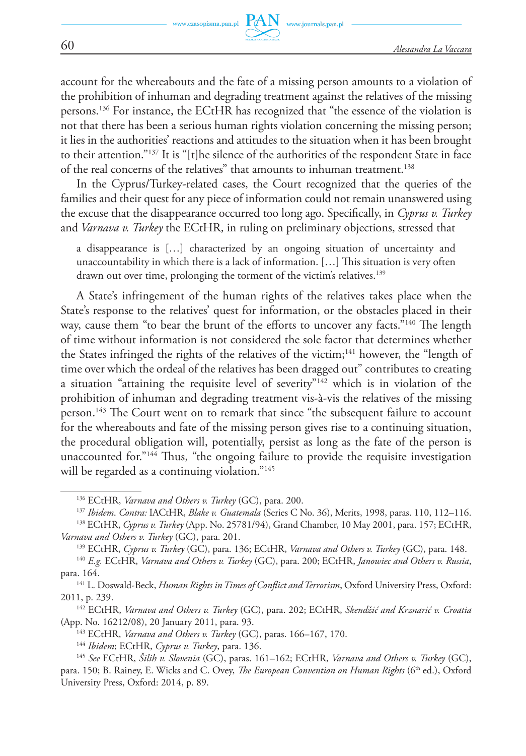account for the whereabouts and the fate of a missing person amounts to a violation of the prohibition of inhuman and degrading treatment against the relatives of the missing persons.[136] For instance, the ECtHR has recognized that "the essence of the violation is not that there has been a serious human rights violation concerning the missing person; it lies in the authorities' reactions and attitudes to the situation when it has been brought to their attention."[137] It is "[t]he silence of the authorities of the respondent State in face of the real concerns of the relatives" that amounts to inhuman treatment.[138]

In the Cyprus/Turkey-related cases, the Court recognized that the queries of the families and their quest for any piece of information could not remain unanswered using the excuse that the disappearance occurred too long ago. Specifically, in *Cyprus v. Turkey* and *Varnava v. Turkey* the ECtHR, in ruling on preliminary objections, stressed that

> a disappearance is […] characterized by an ongoing situation of uncertainty and unaccountability in which there is a lack of information. […] This situation is very often drawn out over time, prolonging the torment of the victim's relatives.[139]

A State's infringement of the human rights of the relatives takes place when the State's response to the relatives' quest for information, or the obstacles placed in their way, cause them "to bear the brunt of the efforts to uncover any facts."[140] The length of time without information is not considered the sole factor that determines whether the States infringed the rights of the relatives of the victim;[141] however, the "length of time over which the ordeal of the relatives has been dragged out" contributes to creating a situation "attaining the requisite level of severity"[142] which is in violation of the prohibition of inhuman and degrading treatment vis-à-vis the relatives of the missing person.[143] The Court went on to remark that since "the subsequent failure to account for the whereabouts and fate of the missing person gives rise to a continuing situation, the procedural obligation will, potentially, persist as long as the fate of the person is unaccounted for."[144] Thus, "the ongoing failure to provide the requisite investigation will be regarded as a continuing violation."[145]

---

[136] ECtHR, *Varnava and Others v. Turkey* (GC), para. 200.

[137] *Ibidem*. *Contra:* IACtHR, *Blake v. Guatemala* (Series C No. 36), Merits, 1998, paras. 110, 112–116.

[138] ECtHR, *Cyprus v. Turkey* (App. No. 25781/94), Grand Chamber, 10 May 2001, para. 157; ECtHR, *Varnava and Others v. Turkey* (GC), para. 201.

[139] ECtHR, *Cyprus v. Turkey* (GC), para. 136; ECtHR, *Varnava and Others v. Turkey* (GC), para. 148.

[140] *E.g.* ECtHR, *Varnava and Others v. Turkey* (GC), para. 200; ECtHR, *Janowiec and Others v. Russia*, para. 164.

[141] L. Doswald-Beck, *Human Rights in Times of Conflict and Terrorism*, Oxford University Press, Oxford: 2011, p. 239.

[142] ECtHR, *Varnava and Others v. Turkey* (GC), para. 202; ECtHR, *Skendžić and Krznarić v. Croatia* (App. No. 16212/08), 20 January 2011, para. 93.

[143] ECtHR, *Varnava and Others v. Turkey* (GC), paras. 166–167, 170.

[144] *Ibidem*; ECtHR, *Cyprus v. Turkey*, para. 136.

[145] *See* ECtHR, *Šilih v. Slovenia* (GC), paras. 161–162; ECtHR, *Varnava and Others v. Turkey* (GC), para. 150; B. Rainey, E. Wicks and C. Ovey, *The European Convention on Human Rights* (6th ed.), Oxford University Press, Oxford: 2014, p. 89.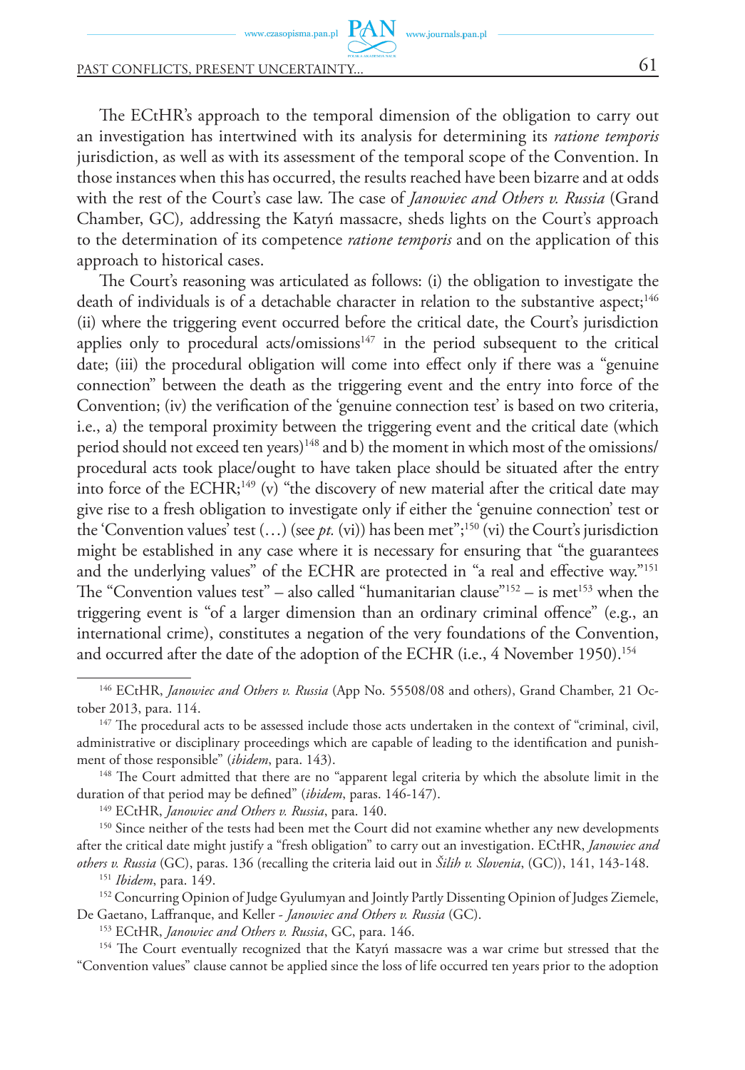The ECtHR's approach to the temporal dimension of the obligation to carry out an investigation has intertwined with its analysis for determining its *ratione temporis* jurisdiction, as well as with its assessment of the temporal scope of the Convention. In those instances when this has occurred, the results reached have been bizarre and at odds with the rest of the Court's case law. The case of *Janowiec and Others v. Russia* (Grand Chamber, GC)*,* addressing the Katyń massacre, sheds lights on the Court's approach to the determination of its competence *ratione temporis* and on the application of this approach to historical cases.

The Court's reasoning was articulated as follows: (i) the obligation to investigate the death of individuals is of a detachable character in relation to the substantive aspect;[146] (ii) where the triggering event occurred before the critical date, the Court's jurisdiction applies only to procedural acts/omissions[147] in the period subsequent to the critical date; (iii) the procedural obligation will come into effect only if there was a "genuine connection" between the death as the triggering event and the entry into force of the Convention; (iv) the verification of the 'genuine connection test' is based on two criteria, i.e., a) the temporal proximity between the triggering event and the critical date (which period should not exceed ten years)[148] and b) the moment in which most of the omissions/procedural acts took place/ought to have taken place should be situated after the entry into force of the ECHR;[149] (v) "the discovery of new material after the critical date may give rise to a fresh obligation to investigate only if either the 'genuine connection' test or the 'Convention values' test (…) (see *pt.* (vi)) has been met";[150] (vi) the Court's jurisdiction might be established in any case where it is necessary for ensuring that "the guarantees and the underlying values" of the ECHR are protected in "a real and effective way."[151] The "Convention values test" – also called "humanitarian clause"[152] – is met[153] when the triggering event is "of a larger dimension than an ordinary criminal offence" (e.g., an international crime), constitutes a negation of the very foundations of the Convention, and occurred after the date of the adoption of the ECHR (i.e., 4 November 1950).[154]

---

[146] ECtHR, *Janowiec and Others v. Russia* (App No. 55508/08 and others), Grand Chamber, 21 October 2013, para. 114.

[147] The procedural acts to be assessed include those acts undertaken in the context of "criminal, civil, administrative or disciplinary proceedings which are capable of leading to the identification and punishment of those responsible" (*ibidem*, para. 143).

[148] The Court admitted that there are no "apparent legal criteria by which the absolute limit in the duration of that period may be defined" (*ibidem*, paras. 146-147).

[149] ECtHR, *Janowiec and Others v. Russia*, para. 140.

[150] Since neither of the tests had been met the Court did not examine whether any new developments after the critical date might justify a "fresh obligation" to carry out an investigation. ECtHR, *Janowiec and others v. Russia* (GC), paras. 136 (recalling the criteria laid out in *Šilih v. Slovenia*, (GC)), 141, 143-148.

[151] *Ibidem*, para. 149.

[152] Concurring Opinion of Judge Gyulumyan and Jointly Partly Dissenting Opinion of Judges Ziemele, De Gaetano, Laffranque, and Keller - *Janowiec and Others v. Russia* (GC).

[153] ECtHR, *Janowiec and Others v. Russia*, GC, para. 146.

[154] The Court eventually recognized that the Katyń massacre was a war crime but stressed that the "Convention values" clause cannot be applied since the loss of life occurred ten years prior to the adoption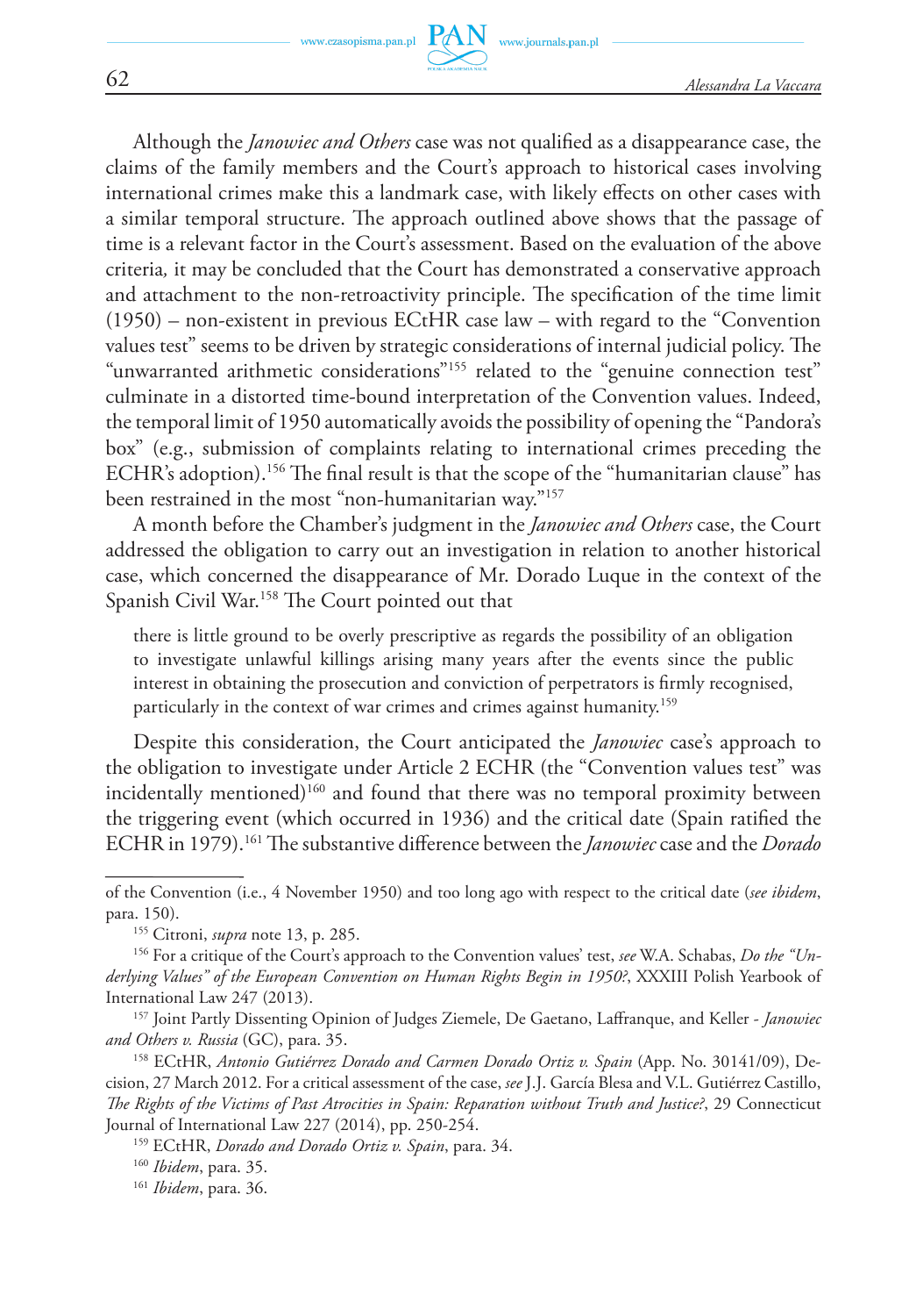Although the *Janowiec and Others* case was not qualified as a disappearance case, the claims of the family members and the Court's approach to historical cases involving international crimes make this a landmark case, with likely effects on other cases with a similar temporal structure. The approach outlined above shows that the passage of time is a relevant factor in the Court's assessment. Based on the evaluation of the above criteria*,* it may be concluded that the Court has demonstrated a conservative approach and attachment to the non-retroactivity principle. The specification of the time limit (1950) – non-existent in previous ECtHR case law – with regard to the "Convention values test" seems to be driven by strategic considerations of internal judicial policy. The "unwarranted arithmetic considerations"[155] related to the "genuine connection test" culminate in a distorted time-bound interpretation of the Convention values. Indeed, the temporal limit of 1950 automatically avoids the possibility of opening the "Pandora's box" (e.g., submission of complaints relating to international crimes preceding the ECHR's adoption).[156] The final result is that the scope of the "humanitarian clause" has been restrained in the most "non-humanitarian way."[157]

A month before the Chamber's judgment in the *Janowiec and Others* case, the Court addressed the obligation to carry out an investigation in relation to another historical case, which concerned the disappearance of Mr. Dorado Luque in the context of the Spanish Civil War.[158] The Court pointed out that

> there is little ground to be overly prescriptive as regards the possibility of an obligation to investigate unlawful killings arising many years after the events since the public interest in obtaining the prosecution and conviction of perpetrators is firmly recognised, particularly in the context of war crimes and crimes against humanity.[159]

Despite this consideration, the Court anticipated the *Janowiec* case's approach to the obligation to investigate under Article 2 ECHR (the "Convention values test" was incidentally mentioned)[160] and found that there was no temporal proximity between the triggering event (which occurred in 1936) and the critical date (Spain ratified the ECHR in 1979).[161] The substantive difference between the *Janowiec* case and the *Dorado*

---

of the Convention (i.e., 4 November 1950) and too long ago with respect to the critical date (*see ibidem*, para. 150).

[155] Citroni, *supra* note 13, p. 285.

[156] For a critique of the Court's approach to the Convention values' test, *see* W.A. Schabas, *Do the "Underlying Values" of the European Convention on Human Rights Begin in 1950?*, XXXIII Polish Yearbook of International Law 247 (2013).

[157] Joint Partly Dissenting Opinion of Judges Ziemele, De Gaetano, Laffranque, and Keller - *Janowiec and Others v. Russia* (GC), para. 35.

[158] ECtHR, *Antonio Gutiérrez Dorado and Carmen Dorado Ortiz v. Spain* (App. No. 30141/09), Decision, 27 March 2012. For a critical assessment of the case, *see* J.J. García Blesa and V.L. Gutiérrez Castillo, *The Rights of the Victims of Past Atrocities in Spain: Reparation without Truth and Justice?*, 29 Connecticut Journal of International Law 227 (2014), pp. 250-254.

[159] ECtHR, *Dorado and Dorado Ortiz v. Spain*, para. 34.

[160] *Ibidem*, para. 35.

[161] *Ibidem*, para. 36.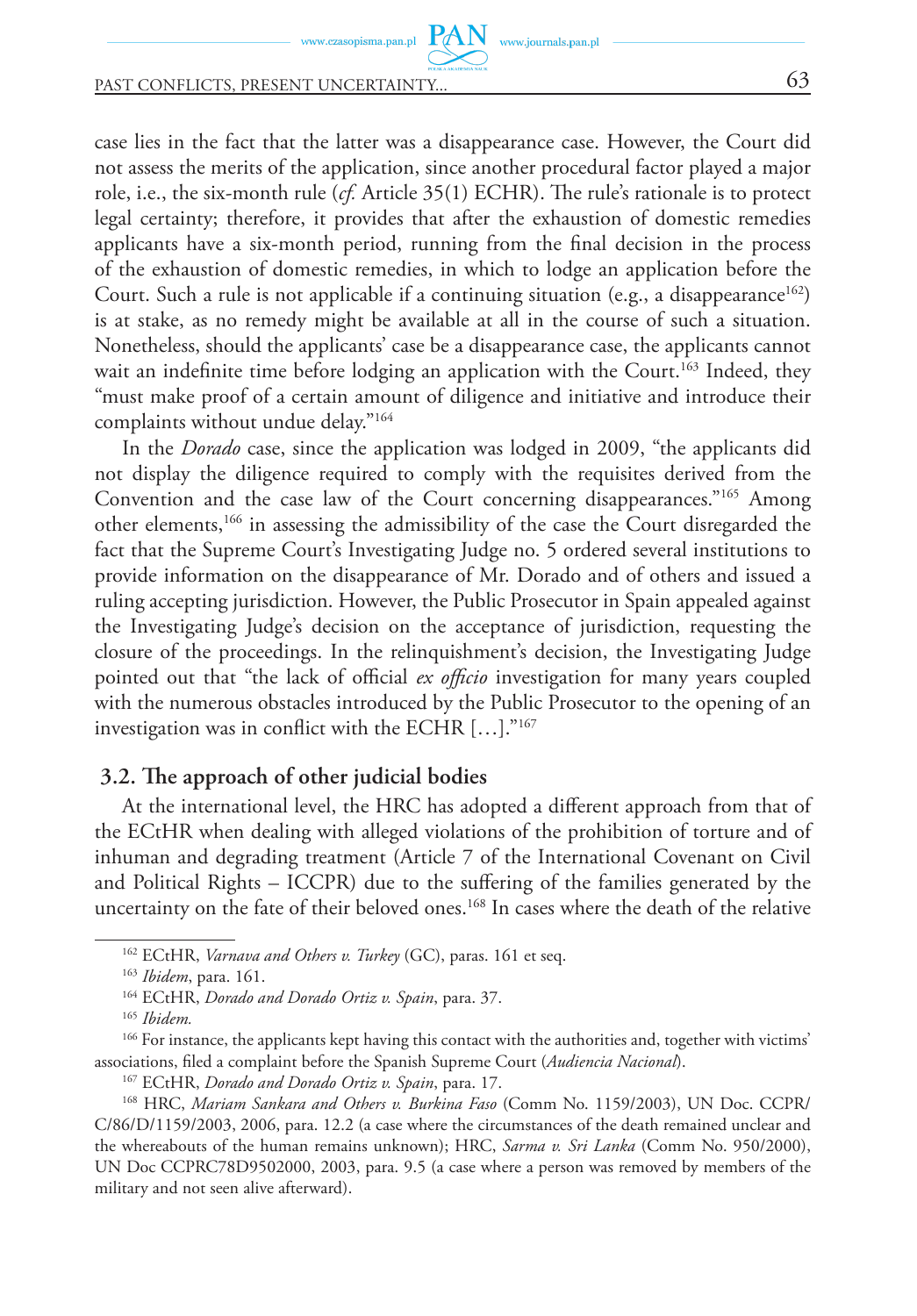case lies in the fact that the latter was a disappearance case. However, the Court did not assess the merits of the application, since another procedural factor played a major role, i.e., the six-month rule (*cf.* Article 35(1) ECHR). The rule's rationale is to protect legal certainty; therefore, it provides that after the exhaustion of domestic remedies applicants have a six-month period, running from the final decision in the process of the exhaustion of domestic remedies, in which to lodge an application before the Court. Such a rule is not applicable if a continuing situation (e.g., a disappearance[162]) is at stake, as no remedy might be available at all in the course of such a situation. Nonetheless, should the applicants' case be a disappearance case, the applicants cannot wait an indefinite time before lodging an application with the Court.[163] Indeed, they "must make proof of a certain amount of diligence and initiative and introduce their complaints without undue delay."[164]

In the *Dorado* case, since the application was lodged in 2009, "the applicants did not display the diligence required to comply with the requisites derived from the Convention and the case law of the Court concerning disappearances."[165] Among other elements,[166] in assessing the admissibility of the case the Court disregarded the fact that the Supreme Court's Investigating Judge no. 5 ordered several institutions to provide information on the disappearance of Mr. Dorado and of others and issued a ruling accepting jurisdiction. However, the Public Prosecutor in Spain appealed against the Investigating Judge's decision on the acceptance of jurisdiction, requesting the closure of the proceedings. In the relinquishment's decision, the Investigating Judge pointed out that "the lack of official *ex officio* investigation for many years coupled with the numerous obstacles introduced by the Public Prosecutor to the opening of an investigation was in conflict with the ECHR […]."[167]

### 3.2. The approach of other judicial bodies

At the international level, the HRC has adopted a different approach from that of the ECtHR when dealing with alleged violations of the prohibition of torture and of inhuman and degrading treatment (Article 7 of the International Covenant on Civil and Political Rights – ICCPR) due to the suffering of the families generated by the uncertainty on the fate of their beloved ones.[168] In cases where the death of the relative

---

[162] ECtHR, *Varnava and Others v. Turkey* (GC), paras. 161 et seq.

[163] *Ibidem*, para. 161.

[164] ECtHR, *Dorado and Dorado Ortiz v. Spain*, para. 37.

[165] *Ibidem.*

[166] For instance, the applicants kept having this contact with the authorities and, together with victims' associations, filed a complaint before the Spanish Supreme Court (*Audiencia Nacional*).

[167] ECtHR, *Dorado and Dorado Ortiz v. Spain*, para. 17.

[168] HRC, *Mariam Sankara and Others v. Burkina Faso* (Comm No. 1159/2003), UN Doc. CCPR/C/86/D/1159/2003, 2006, para. 12.2 (a case where the circumstances of the death remained unclear and the whereabouts of the human remains unknown); HRC, *Sarma v. Sri Lanka* (Comm No. 950/2000), UN Doc CCPRC78D9502000, 2003, para. 9.5 (a case where a person was removed by members of the military and not seen alive afterward).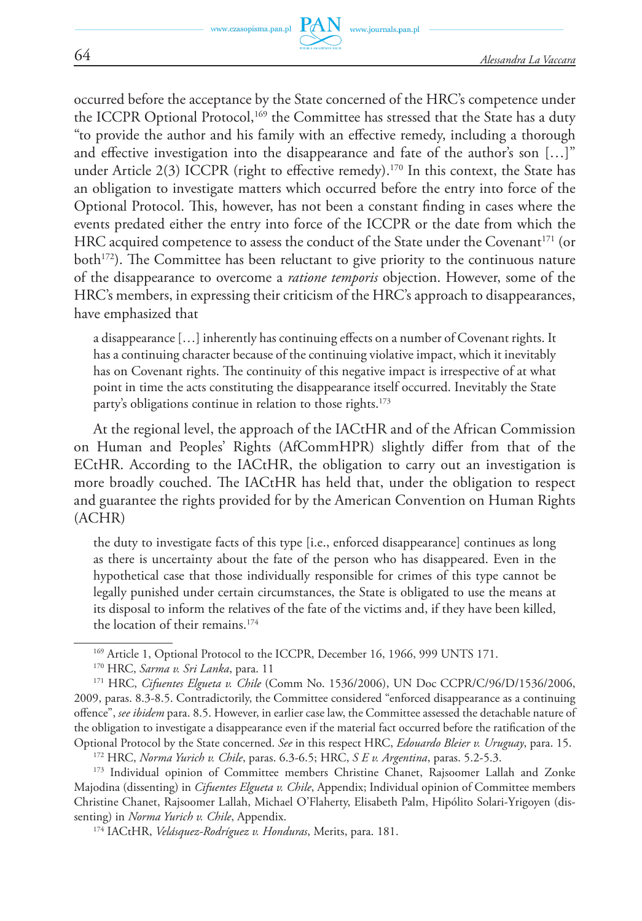occurred before the acceptance by the State concerned of the HRC's competence under the ICCPR Optional Protocol,[169] the Committee has stressed that the State has a duty "to provide the author and his family with an effective remedy, including a thorough and effective investigation into the disappearance and fate of the author's son […]" under Article 2(3) ICCPR (right to effective remedy).[170] In this context, the State has an obligation to investigate matters which occurred before the entry into force of the Optional Protocol. This, however, has not been a constant finding in cases where the events predated either the entry into force of the ICCPR or the date from which the HRC acquired competence to assess the conduct of the State under the Covenant[171] (or both[172]). The Committee has been reluctant to give priority to the continuous nature of the disappearance to overcome a *ratione temporis* objection. However, some of the HRC's members, in expressing their criticism of the HRC's approach to disappearances, have emphasized that

> a disappearance […] inherently has continuing effects on a number of Covenant rights. It has a continuing character because of the continuing violative impact, which it inevitably has on Covenant rights. The continuity of this negative impact is irrespective of at what point in time the acts constituting the disappearance itself occurred. Inevitably the State party's obligations continue in relation to those rights.[173]

At the regional level, the approach of the IACtHR and of the African Commission on Human and Peoples' Rights (AfCommHPR) slightly differ from that of the ECtHR. According to the IACtHR, the obligation to carry out an investigation is more broadly couched. The IACtHR has held that, under the obligation to respect and guarantee the rights provided for by the American Convention on Human Rights (ACHR)

> the duty to investigate facts of this type [i.e., enforced disappearance] continues as long as there is uncertainty about the fate of the person who has disappeared. Even in the hypothetical case that those individually responsible for crimes of this type cannot be legally punished under certain circumstances, the State is obligated to use the means at its disposal to inform the relatives of the fate of the victims and, if they have been killed, the location of their remains.[174]

---

[169] Article 1, Optional Protocol to the ICCPR, December 16, 1966, 999 UNTS 171.

[170] HRC, *Sarma v. Sri Lanka*, para. 11

[171] HRC, *Cifuentes Elgueta v. Chile* (Comm No. 1536/2006), UN Doc CCPR/C/96/D/1536/2006, 2009, paras. 8.3-8.5. Contradictorily, the Committee considered "enforced disappearance as a continuing offence", *see ibidem* para. 8.5. However, in earlier case law, the Committee assessed the detachable nature of the obligation to investigate a disappearance even if the material fact occurred before the ratification of the Optional Protocol by the State concerned. *See* in this respect HRC, *Edouardo Bleier v. Uruguay*, para. 15.

[172] HRC, *Norma Yurich v. Chile*, paras. 6.3-6.5; HRC, *S E v. Argentina*, paras. 5.2-5.3.

[173] Individual opinion of Committee members Christine Chanet, Rajsoomer Lallah and Zonke Majodina (dissenting) in *Cifuentes Elgueta v. Chile*, Appendix; Individual opinion of Committee members Christine Chanet, Rajsoomer Lallah, Michael O'Flaherty, Elisabeth Palm, Hipólito Solari-Yrigoyen (dissenting) in *Norma Yurich v. Chile*, Appendix.

[174] IACtHR, *Velásquez-Rodríguez v. Honduras*, Merits, para. 181.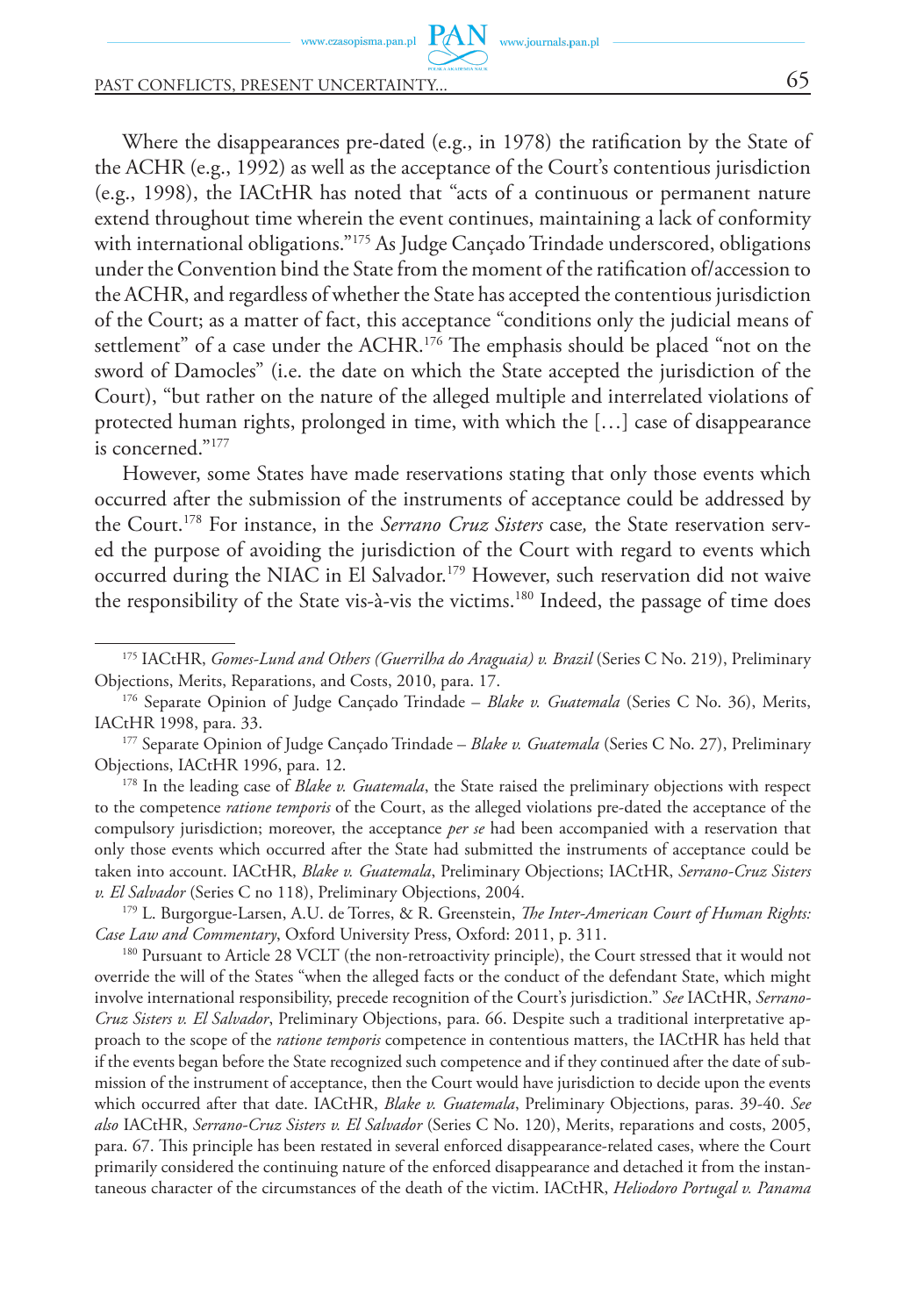Where the disappearances pre-dated (e.g., in 1978) the ratification by the State of the ACHR (e.g., 1992) as well as the acceptance of the Court's contentious jurisdiction (e.g., 1998), the IACtHR has noted that "acts of a continuous or permanent nature extend throughout time wherein the event continues, maintaining a lack of conformity with international obligations."[175] As Judge Cançado Trindade underscored, obligations under the Convention bind the State from the moment of the ratification of/accession to the ACHR, and regardless of whether the State has accepted the contentious jurisdiction of the Court; as a matter of fact, this acceptance "conditions only the judicial means of settlement" of a case under the ACHR.[176] The emphasis should be placed "not on the sword of Damocles" (i.e. the date on which the State accepted the jurisdiction of the Court), "but rather on the nature of the alleged multiple and interrelated violations of protected human rights, prolonged in time, with which the […] case of disappearance is concerned."[177]

However, some States have made reservations stating that only those events which occurred after the submission of the instruments of acceptance could be addressed by the Court.[178] For instance, in the *Serrano Cruz Sisters* case*,* the State reservation served the purpose of avoiding the jurisdiction of the Court with regard to events which occurred during the NIAC in El Salvador.[179] However, such reservation did not waive the responsibility of the State vis-à-vis the victims.[180] Indeed, the passage of time does

---

[175] IACtHR, *Gomes-Lund and Others (Guerrilha do Araguaia) v. Brazil* (Series C No. 219), Preliminary Objections, Merits, Reparations, and Costs, 2010, para. 17.

[176] Separate Opinion of Judge Cançado Trindade – *Blake v. Guatemala* (Series C No. 36), Merits, IACtHR 1998, para. 33.

[177] Separate Opinion of Judge Cançado Trindade – *Blake v. Guatemala* (Series C No. 27), Preliminary Objections, IACtHR 1996, para. 12.

[178] In the leading case of *Blake v. Guatemala*, the State raised the preliminary objections with respect to the competence *ratione temporis* of the Court, as the alleged violations pre-dated the acceptance of the compulsory jurisdiction; moreover, the acceptance *per se* had been accompanied with a reservation that only those events which occurred after the State had submitted the instruments of acceptance could be taken into account. IACtHR, *Blake v. Guatemala*, Preliminary Objections; IACtHR, *Serrano-Cruz Sisters v. El Salvador* (Series C no 118), Preliminary Objections, 2004.

[179] L. Burgorgue-Larsen, A.U. de Torres, & R. Greenstein, *The Inter-American Court of Human Rights: Case Law and Commentary*, Oxford University Press, Oxford: 2011, p. 311.

[180] Pursuant to Article 28 VCLT (the non-retroactivity principle), the Court stressed that it would not override the will of the States "when the alleged facts or the conduct of the defendant State, which might involve international responsibility, precede recognition of the Court's jurisdiction." *See* IACtHR, *Serrano-Cruz Sisters v. El Salvador*, Preliminary Objections, para. 66. Despite such a traditional interpretative approach to the scope of the *ratione temporis* competence in contentious matters, the IACtHR has held that if the events began before the State recognized such competence and if they continued after the date of submission of the instrument of acceptance, then the Court would have jurisdiction to decide upon the events which occurred after that date. IACtHR, *Blake v. Guatemala*, Preliminary Objections, paras. 39-40. *See also* IACtHR, *Serrano-Cruz Sisters v. El Salvador* (Series C No. 120), Merits, reparations and costs, 2005, para. 67. This principle has been restated in several enforced disappearance-related cases, where the Court primarily considered the continuing nature of the enforced disappearance and detached it from the instantaneous character of the circumstances of the death of the victim. IACtHR, *Heliodoro Portugal v. Panama*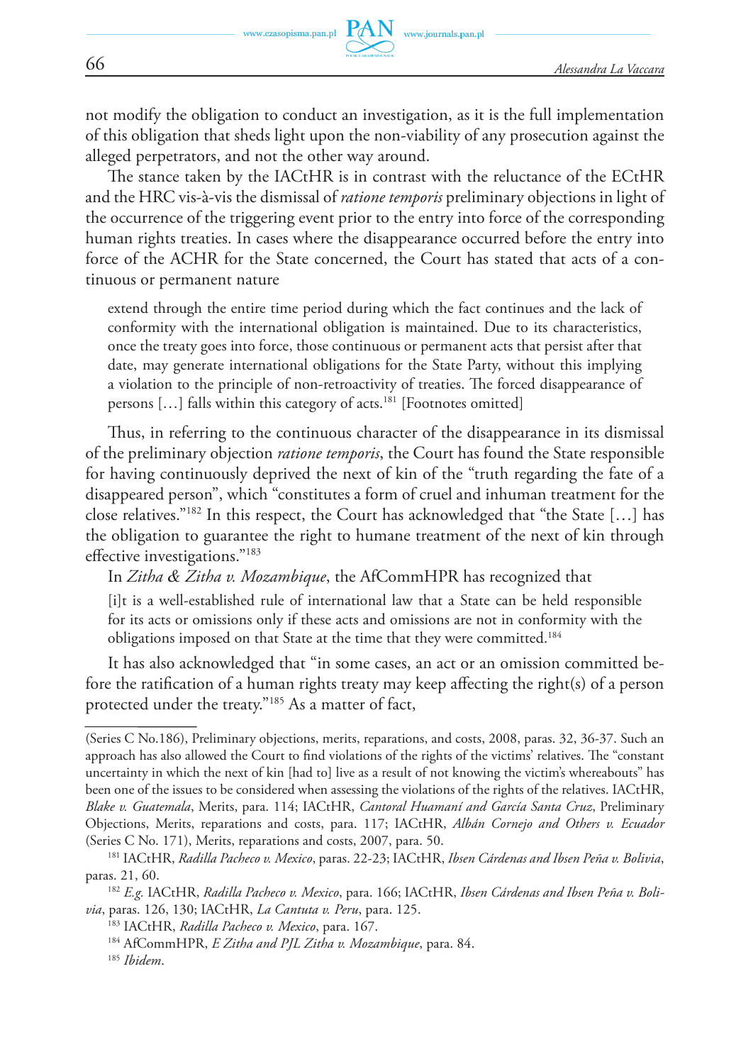not modify the obligation to conduct an investigation, as it is the full implementation of this obligation that sheds light upon the non-viability of any prosecution against the alleged perpetrators, and not the other way around.

The stance taken by the IACtHR is in contrast with the reluctance of the ECtHR and the HRC vis-à-vis the dismissal of *ratione temporis* preliminary objections in light of the occurrence of the triggering event prior to the entry into force of the corresponding human rights treaties. In cases where the disappearance occurred before the entry into force of the ACHR for the State concerned, the Court has stated that acts of a continuous or permanent nature

> extend through the entire time period during which the fact continues and the lack of conformity with the international obligation is maintained. Due to its characteristics, once the treaty goes into force, those continuous or permanent acts that persist after that date, may generate international obligations for the State Party, without this implying a violation to the principle of non-retroactivity of treaties. The forced disappearance of persons […] falls within this category of acts.[181] [Footnotes omitted]

Thus, in referring to the continuous character of the disappearance in its dismissal of the preliminary objection *ratione temporis*, the Court has found the State responsible for having continuously deprived the next of kin of the "truth regarding the fate of a disappeared person", which "constitutes a form of cruel and inhuman treatment for the close relatives."[182] In this respect, the Court has acknowledged that "the State […] has the obligation to guarantee the right to humane treatment of the next of kin through effective investigations."[183]

In *Zitha & Zitha v. Mozambique*, the AfCommHPR has recognized that

> [i]t is a well-established rule of international law that a State can be held responsible for its acts or omissions only if these acts and omissions are not in conformity with the obligations imposed on that State at the time that they were committed.[184]

It has also acknowledged that "in some cases, an act or an omission committed before the ratification of a human rights treaty may keep affecting the right(s) of a person protected under the treaty."[185] As a matter of fact,

---

(Series C No.186), Preliminary objections, merits, reparations, and costs, 2008, paras. 32, 36-37. Such an approach has also allowed the Court to find violations of the rights of the victims' relatives. The "constant uncertainty in which the next of kin [had to] live as a result of not knowing the victim's whereabouts" has been one of the issues to be considered when assessing the violations of the rights of the relatives. IACtHR, *Blake v. Guatemala*, Merits, para. 114; IACtHR, *Cantoral Huamaní and García Santa Cruz*, Preliminary Objections, Merits, reparations and costs, para. 117; IACtHR, *Albán Cornejo and Others v. Ecuador* (Series C No. 171), Merits, reparations and costs, 2007, para. 50.

[181] IACtHR, *Radilla Pacheco v. Mexico*, paras. 22-23; IACtHR, *Ibsen Cárdenas and Ibsen Peña v. Bolivia*, paras. 21, 60.

[182] *E.g.* IACtHR, *Radilla Pacheco v. Mexico*, para. 166; IACtHR, *Ibsen Cárdenas and Ibsen Peña v. Bolivia*, paras. 126, 130; IACtHR, *La Cantuta v. Peru*, para. 125.

[183] IACtHR, *Radilla Pacheco v. Mexico*, para. 167.

[184] AfCommHPR, *E Zitha and PJL Zitha v. Mozambique*, para. 84.

[185] *Ibidem*.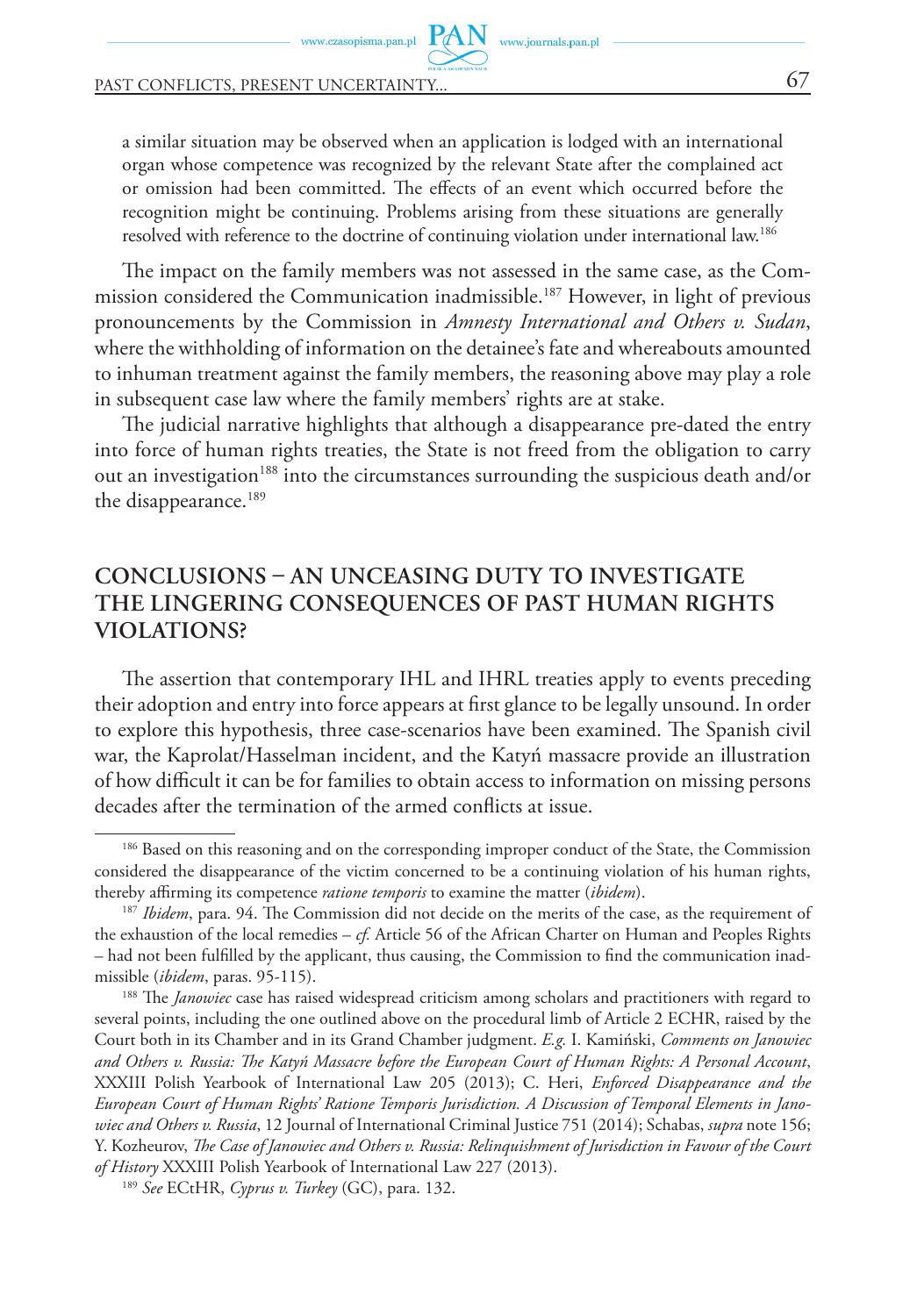a similar situation may be observed when an application is lodged with an international organ whose competence was recognized by the relevant State after the complained act or omission had been committed. The effects of an event which occurred before the recognition might be continuing. Problems arising from these situations are generally resolved with reference to the doctrine of continuing violation under international law.[186]

The impact on the family members was not assessed in the same case, as the Commission considered the Communication inadmissible.[187] However, in light of previous pronouncements by the Commission in *Amnesty International and Others v. Sudan*, where the withholding of information on the detainee's fate and whereabouts amounted to inhuman treatment against the family members, the reasoning above may play a role in subsequent case law where the family members' rights are at stake.

The judicial narrative highlights that although a disappearance pre-dated the entry into force of human rights treaties, the State is not freed from the obligation to carry out an investigation[188] into the circumstances surrounding the suspicious death and/or the disappearance.[189]

## CONCLUSIONS – AN UNCEASING DUTY TO INVESTIGATE THE LINGERING CONSEQUENCES OF PAST HUMAN RIGHTS VIOLATIONS?

The assertion that contemporary IHL and IHRL treaties apply to events preceding their adoption and entry into force appears at first glance to be legally unsound. In order to explore this hypothesis, three case-scenarios have been examined. The Spanish civil war, the Kaprolat/Hasselman incident, and the Katyń massacre provide an illustration of how difficult it can be for families to obtain access to information on missing persons decades after the termination of the armed conflicts at issue.

---

[186] Based on this reasoning and on the corresponding improper conduct of the State, the Commission considered the disappearance of the victim concerned to be a continuing violation of his human rights, thereby affirming its competence *ratione temporis* to examine the matter (*ibidem*).

[187] *Ibidem*, para. 94. The Commission did not decide on the merits of the case, as the requirement of the exhaustion of the local remedies – *cf.* Article 56 of the African Charter on Human and Peoples Rights – had not been fulfilled by the applicant, thus causing, the Commission to find the communication inadmissible (*ibidem*, paras. 95-115).

[188] The *Janowiec* case has raised widespread criticism among scholars and practitioners with regard to several points, including the one outlined above on the procedural limb of Article 2 ECHR, raised by the Court both in its Chamber and in its Grand Chamber judgment. *E.g.* I. Kamiński, *Comments on Janowiec and Others v. Russia: The Katyń Massacre before the European Court of Human Rights: A Personal Account*, XXXIII Polish Yearbook of International Law 205 (2013); C. Heri, *Enforced Disappearance and the European Court of Human Rights' Ratione Temporis Jurisdiction. A Discussion of Temporal Elements in Janowiec and Others v. Russia*, 12 Journal of International Criminal Justice 751 (2014); Schabas, *supra* note 156; Y. Kozheurov, *The Case of Janowiec and Others v. Russia: Relinquishment of Jurisdiction in Favour of the Court of History* XXXIII Polish Yearbook of International Law 227 (2013).

[189] *See* ECtHR, *Cyprus v. Turkey* (GC), para. 132.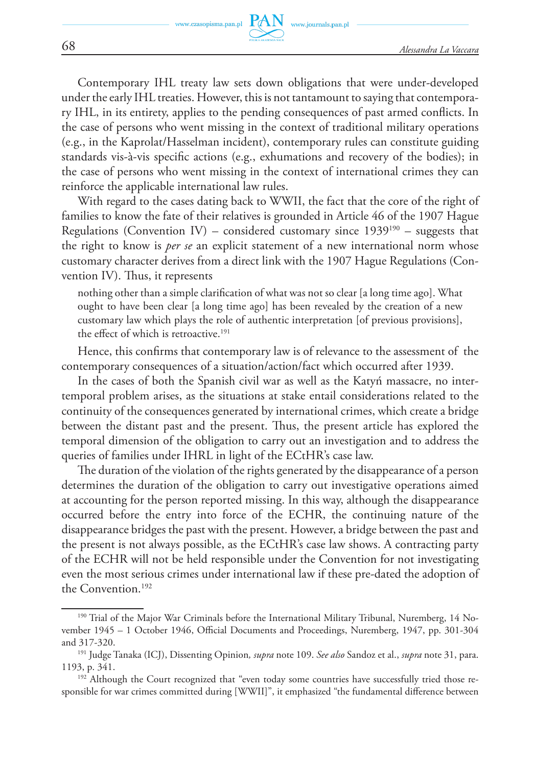Contemporary IHL treaty law sets down obligations that were under-developed under the early IHL treaties. However, this is not tantamount to saying that contemporary IHL, in its entirety, applies to the pending consequences of past armed conflicts. In the case of persons who went missing in the context of traditional military operations (e.g., in the Kaprolat/Hasselman incident), contemporary rules can constitute guiding standards vis-à-vis specific actions (e.g., exhumations and recovery of the bodies); in the case of persons who went missing in the context of international crimes they can reinforce the applicable international law rules.

With regard to the cases dating back to WWII, the fact that the core of the right of families to know the fate of their relatives is grounded in Article 46 of the 1907 Hague Regulations (Convention IV) – considered customary since 1939[190] – suggests that the right to know is *per se* an explicit statement of a new international norm whose customary character derives from a direct link with the 1907 Hague Regulations (Convention IV). Thus, it represents

> nothing other than a simple clarification of what was not so clear [a long time ago]. What ought to have been clear [a long time ago] has been revealed by the creation of a new customary law which plays the role of authentic interpretation [of previous provisions], the effect of which is retroactive.[191]

Hence, this confirms that contemporary law is of relevance to the assessment of the contemporary consequences of a situation/action/fact which occurred after 1939.

In the cases of both the Spanish civil war as well as the Katyń massacre, no intertemporal problem arises, as the situations at stake entail considerations related to the continuity of the consequences generated by international crimes, which create a bridge between the distant past and the present. Thus, the present article has explored the temporal dimension of the obligation to carry out an investigation and to address the queries of families under IHRL in light of the ECtHR's case law.

The duration of the violation of the rights generated by the disappearance of a person determines the duration of the obligation to carry out investigative operations aimed at accounting for the person reported missing. In this way, although the disappearance occurred before the entry into force of the ECHR, the continuing nature of the disappearance bridges the past with the present. However, a bridge between the past and the present is not always possible, as the ECtHR's case law shows. A contracting party of the ECHR will not be held responsible under the Convention for not investigating even the most serious crimes under international law if these pre-dated the adoption of the Convention.[192]

---

[190] Trial of the Major War Criminals before the International Military Tribunal, Nuremberg, 14 November 1945 – 1 October 1946, Official Documents and Proceedings, Nuremberg, 1947, pp. 301-304 and 317-320.

[191] Judge Tanaka (ICJ), Dissenting Opinion*, supra* note 109. *See also* Sandoz et al., *supra* note 31, para. 1193, p. 341.

[192] Although the Court recognized that "even today some countries have successfully tried those responsible for war crimes committed during [WWII]", it emphasized "the fundamental difference between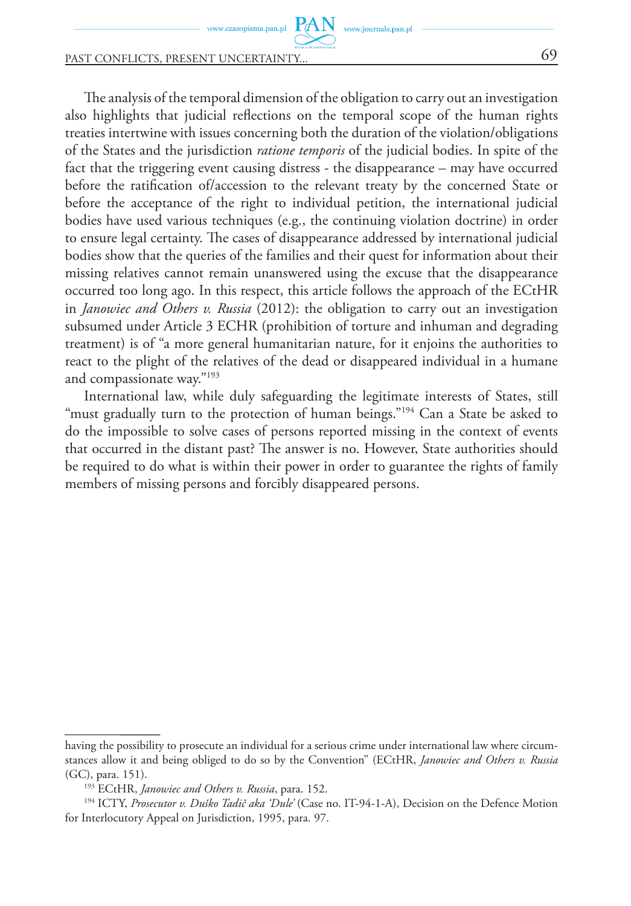The analysis of the temporal dimension of the obligation to carry out an investigation also highlights that judicial reflections on the temporal scope of the human rights treaties intertwine with issues concerning both the duration of the violation/obligations of the States and the jurisdiction *ratione temporis* of the judicial bodies. In spite of the fact that the triggering event causing distress - the disappearance – may have occurred before the ratification of/accession to the relevant treaty by the concerned State or before the acceptance of the right to individual petition, the international judicial bodies have used various techniques (e.g., the continuing violation doctrine) in order to ensure legal certainty. The cases of disappearance addressed by international judicial bodies show that the queries of the families and their quest for information about their missing relatives cannot remain unanswered using the excuse that the disappearance occurred too long ago. In this respect, this article follows the approach of the ECtHR in *Janowiec and Others v. Russia* (2012): the obligation to carry out an investigation subsumed under Article 3 ECHR (prohibition of torture and inhuman and degrading treatment) is of "a more general humanitarian nature, for it enjoins the authorities to react to the plight of the relatives of the dead or disappeared individual in a humane and compassionate way."[193]

International law, while duly safeguarding the legitimate interests of States, still "must gradually turn to the protection of human beings."[194] Can a State be asked to do the impossible to solve cases of persons reported missing in the context of events that occurred in the distant past? The answer is no. However, State authorities should be required to do what is within their power in order to guarantee the rights of family members of missing persons and forcibly disappeared persons.

---

having the possibility to prosecute an individual for a serious crime under international law where circumstances allow it and being obliged to do so by the Convention" (ECtHR, *Janowiec and Others v. Russia* (GC), para. 151).

[193] ECtHR, *Janowiec and Others v. Russia*, para. 152.

[194] ICTY, *Prosecutor v. Duško Tadič aka 'Dule'* (Case no. IT-94-1-A), Decision on the Defence Motion for Interlocutory Appeal on Jurisdiction, 1995, para. 97.